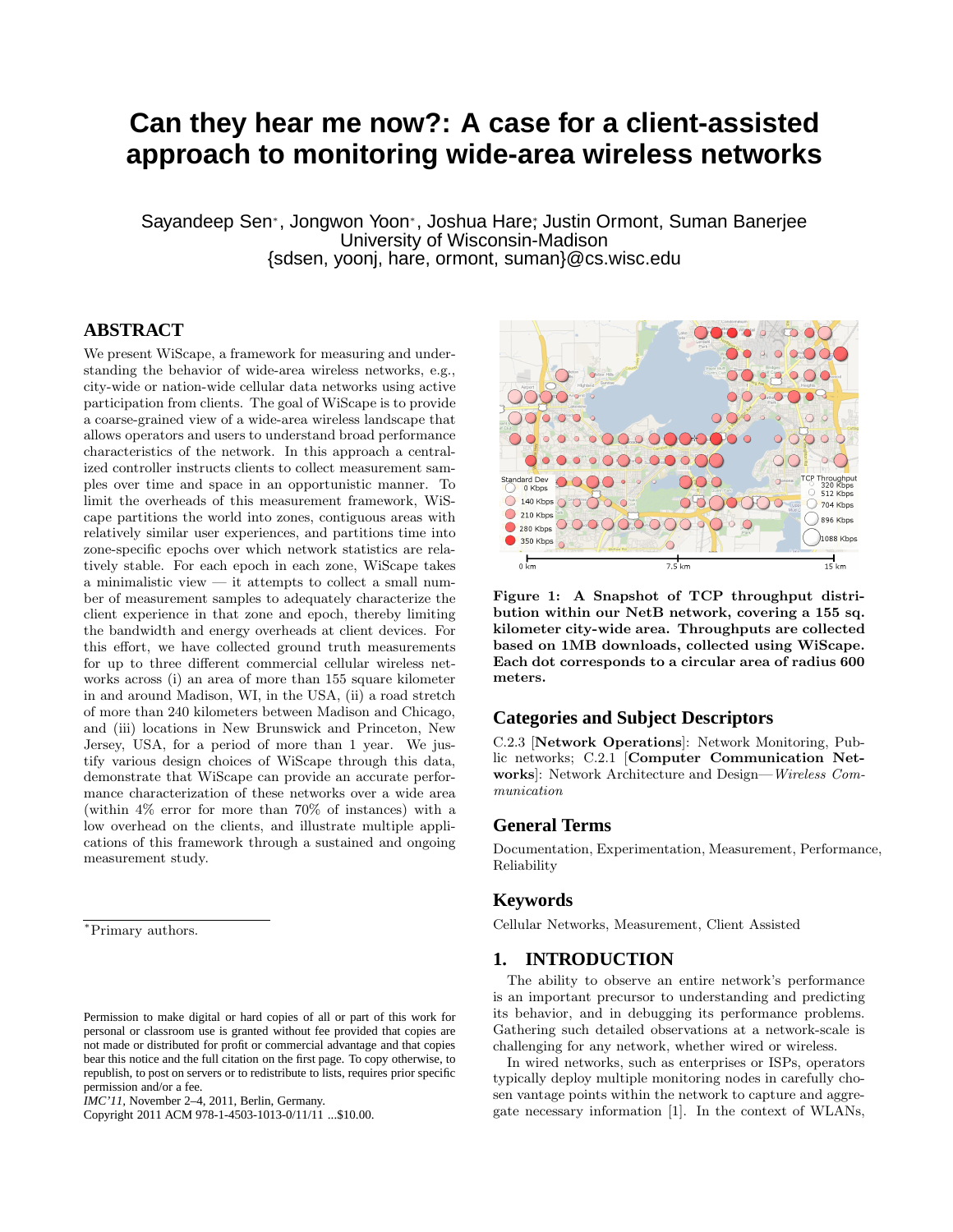# Can they hear me now?: A case for a client-assisted approach to monitoring wide-area wireless networks

Sayandeep Sen*, Jongwon Yoon*, Joshua Hare*, Justin Ormont, Suman Banerjee
University of Wisconsin-Madison
{sdsen, yoonj, hare, ormont, suman}@cs.wisc.edu

## ABSTRACT

We present WiScape, a framework for measuring and understanding the behavior of wide-area wireless networks, e.g., city-wide or nation-wide cellular data networks using active participation from clients. The goal of WiScape is to provide a coarse-grained view of a wide-area wireless landscape that allows operators and users to understand broad performance characteristics of the network. In this approach a centralized controller instructs clients to collect measurement samples over time and space in an opportunistic manner. To limit the overheads of this measurement framework, WiScape partitions the world into zones, contiguous areas with relatively similar user experiences, and partitions time into zone-specific epochs over which network statistics are relatively stable. For each epoch in each zone, WiScape takes a minimalistic view — it attempts to collect a small number of measurement samples to adequately characterize the client experience in that zone and epoch, thereby limiting the bandwidth and energy overheads at client devices. For this effort, we have collected ground truth measurements for up to three different commercial cellular wireless networks across (i) an area of more than 155 square kilometer in and around Madison, WI, in the USA, (ii) a road stretch of more than 240 kilometers between Madison and Chicago, and (iii) locations in New Brunswick and Princeton, New Jersey, USA, for a period of more than 1 year. We justify various design choices of WiScape through this data, demonstrate that WiScape can provide an accurate performance characterization of these networks over a wide area (within 4% error for more than 70% of instances) with a low overhead on the clients, and illustrate multiple applications of this framework through a sustained and ongoing measurement study.

*Primary authors.

Permission to make digital or hard copies of all or part of this work for personal or classroom use is granted without fee provided that copies are not made or distributed for profit or commercial advantage and that copies bear this notice and the full citation on the first page. To copy otherwise, to republish, to post on servers or to redistribute to lists, requires prior specific permission and/or a fee.
*IMC'11*, November 2–4, 2011, Berlin, Germany.
Copyright 2011 ACM 978-1-4503-1013-0/11/11 ...$10.00.

**Figure 1: A Snapshot of TCP throughput distribution within our NetB network, covering a 155 sq. kilometer city-wide area. Throughputs are collected based on 1MB downloads, collected using WiScape. Each dot corresponds to a circular area of radius 600 meters.**

## Categories and Subject Descriptors

C.2.3 [**Network Operations**]: Network Monitoring, Public networks; C.2.1 [**Computer Communication Networks**]: Network Architecture and Design—*Wireless Communication*

## General Terms

Documentation, Experimentation, Measurement, Performance, Reliability

## Keywords

Cellular Networks, Measurement, Client Assisted

## 1. INTRODUCTION

The ability to observe an entire network's performance is an important precursor to understanding and predicting its behavior, and in debugging its performance problems. Gathering such detailed observations at a network-scale is challenging for any network, whether wired or wireless.

In wired networks, such as enterprises or ISPs, operators typically deploy multiple monitoring nodes in carefully chosen vantage points within the network to capture and aggregate necessary information [1]. In the context of WLANs,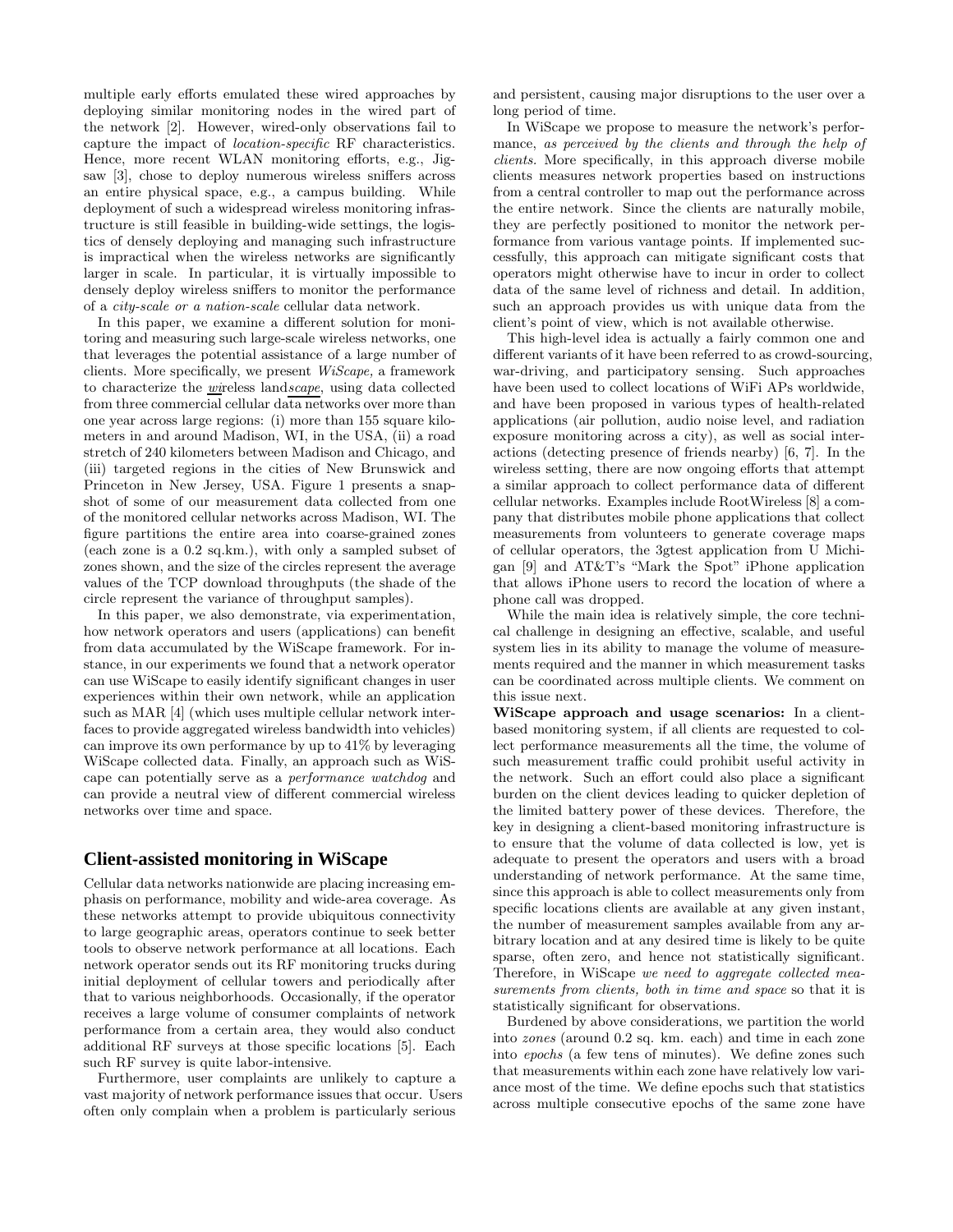multiple early efforts emulated these wired approaches by deploying similar monitoring nodes in the wired part of the network [2]. However, wired-only observations fail to capture the impact of *location-specific* RF characteristics. Hence, more recent WLAN monitoring efforts, e.g., Jigsaw [3], chose to deploy numerous wireless sniffers across an entire physical space, e.g., a campus building. While deployment of such a widespread wireless monitoring infrastructure is still feasible in building-wide settings, the logistics of densely deploying and managing such infrastructure is impractical when the wireless networks are significantly larger in scale. In particular, it is virtually impossible to densely deploy wireless sniffers to monitor the performance of a *city-scale or a nation-scale* cellular data network.

In this paper, we examine a different solution for monitoring and measuring such large-scale wireless networks, one that leverages the potential assistance of a large number of clients. More specifically, we present *WiScape,* a framework to characterize the *wi*reless land*scape*, using data collected from three commercial cellular data networks over more than one year across large regions: (i) more than 155 square kilometers in and around Madison, WI, in the USA, (ii) a road stretch of 240 kilometers between Madison and Chicago, and (iii) targeted regions in the cities of New Brunswick and Princeton in New Jersey, USA. Figure 1 presents a snapshot of some of our measurement data collected from one of the monitored cellular networks across Madison, WI. The figure partitions the entire area into coarse-grained zones (each zone is a 0.2 sq.km.), with only a sampled subset of zones shown, and the size of the circles represent the average values of the TCP download throughputs (the shade of the circle represent the variance of throughput samples).

In this paper, we also demonstrate, via experimentation, how network operators and users (applications) can benefit from data accumulated by the WiScape framework. For instance, in our experiments we found that a network operator can use WiScape to easily identify significant changes in user experiences within their own network, while an application such as MAR [4] (which uses multiple cellular network interfaces to provide aggregated wireless bandwidth into vehicles) can improve its own performance by up to 41% by leveraging WiScape collected data. Finally, an approach such as WiScape can potentially serve as a *performance watchdog* and can provide a neutral view of different commercial wireless networks over time and space.

## Client-assisted monitoring in WiScape

Cellular data networks nationwide are placing increasing emphasis on performance, mobility and wide-area coverage. As these networks attempt to provide ubiquitous connectivity to large geographic areas, operators continue to seek better tools to observe network performance at all locations. Each network operator sends out its RF monitoring trucks during initial deployment of cellular towers and periodically after that to various neighborhoods. Occasionally, if the operator receives a large volume of consumer complaints of network performance from a certain area, they would also conduct additional RF surveys at those specific locations [5]. Each such RF survey is quite labor-intensive.

Furthermore, user complaints are unlikely to capture a vast majority of network performance issues that occur. Users often only complain when a problem is particularly serious and persistent, causing major disruptions to the user over a long period of time.

In WiScape we propose to measure the network's performance, *as perceived by the clients and through the help of clients*. More specifically, in this approach diverse mobile clients measures network properties based on instructions from a central controller to map out the performance across the entire network. Since the clients are naturally mobile, they are perfectly positioned to monitor the network performance from various vantage points. If implemented successfully, this approach can mitigate significant costs that operators might otherwise have to incur in order to collect data of the same level of richness and detail. In addition, such an approach provides us with unique data from the client's point of view, which is not available otherwise.

This high-level idea is actually a fairly common one and different variants of it have been referred to as crowd-sourcing, war-driving, and participatory sensing. Such approaches have been used to collect locations of WiFi APs worldwide, and have been proposed in various types of health-related applications (air pollution, audio noise level, and radiation exposure monitoring across a city), as well as social interactions (detecting presence of friends nearby) [6, 7]. In the wireless setting, there are now ongoing efforts that attempt a similar approach to collect performance data of different cellular networks. Examples include RootWireless [8] a company that distributes mobile phone applications that collect measurements from volunteers to generate coverage maps of cellular operators, the 3gtest application from U Michigan [9] and AT&T's "Mark the Spot" iPhone application that allows iPhone users to record the location of where a phone call was dropped.

While the main idea is relatively simple, the core technical challenge in designing an effective, scalable, and useful system lies in its ability to manage the volume of measurements required and the manner in which measurement tasks can be coordinated across multiple clients. We comment on this issue next.

**WiScape approach and usage scenarios:** In a client-based monitoring system, if all clients are requested to collect performance measurements all the time, the volume of such measurement traffic could prohibit useful activity in the network. Such an effort could also place a significant burden on the client devices leading to quicker depletion of the limited battery power of these devices. Therefore, the key in designing a client-based monitoring infrastructure is to ensure that the volume of data collected is low, yet is adequate to present the operators and users with a broad understanding of network performance. At the same time, since this approach is able to collect measurements only from specific locations clients are available at any given instant, the number of measurement samples available from any arbitrary location and at any desired time is likely to be quite sparse, often zero, and hence not statistically significant. Therefore, in WiScape *we need to aggregate collected measurements from clients, both in time and space* so that it is statistically significant for observations.

Burdened by above considerations, we partition the world into *zones* (around 0.2 sq. km. each) and time in each zone into *epochs* (a few tens of minutes). We define zones such that measurements within each zone have relatively low variance most of the time. We define epochs such that statistics across multiple consecutive epochs of the same zone have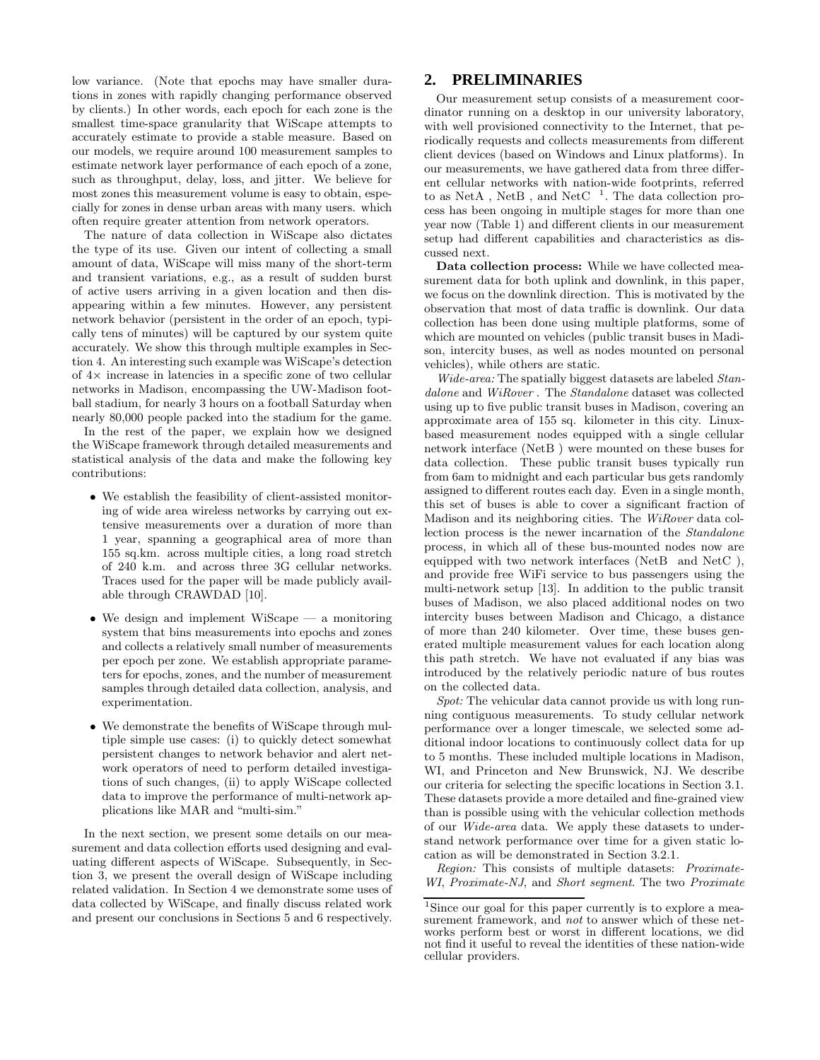low variance. (Note that epochs may have smaller durations in zones with rapidly changing performance observed by clients.) In other words, each epoch for each zone is the smallest time-space granularity that WiScape attempts to accurately estimate to provide a stable measure. Based on our models, we require around 100 measurement samples to estimate network layer performance of each epoch of a zone, such as throughput, delay, loss, and jitter. We believe for most zones this measurement volume is easy to obtain, especially for zones in dense urban areas with many users. which often require greater attention from network operators.

The nature of data collection in WiScape also dictates the type of its use. Given our intent of collecting a small amount of data, WiScape will miss many of the short-term and transient variations, e.g., as a result of sudden burst of active users arriving in a given location and then disappearing within a few minutes. However, any persistent network behavior (persistent in the order of an epoch, typically tens of minutes) will be captured by our system quite accurately. We show this through multiple examples in Section 4. An interesting such example was WiScape's detection of 4× increase in latencies in a specific zone of two cellular networks in Madison, encompassing the UW-Madison football stadium, for nearly 3 hours on a football Saturday when nearly 80,000 people packed into the stadium for the game.

In the rest of the paper, we explain how we designed the WiScape framework through detailed measurements and statistical analysis of the data and make the following key contributions:

- We establish the feasibility of client-assisted monitoring of wide area wireless networks by carrying out extensive measurements over a duration of more than 1 year, spanning a geographical area of more than 155 sq.km. across multiple cities, a long road stretch of 240 k.m. and across three 3G cellular networks. Traces used for the paper will be made publicly available through CRAWDAD [10].
- We design and implement WiScape — a monitoring system that bins measurements into epochs and zones and collects a relatively small number of measurements per epoch per zone. We establish appropriate parameters for epochs, zones, and the number of measurement samples through detailed data collection, analysis, and experimentation.
- We demonstrate the benefits of WiScape through multiple simple use cases: (i) to quickly detect somewhat persistent changes to network behavior and alert network operators of need to perform detailed investigations of such changes, (ii) to apply WiScape collected data to improve the performance of multi-network applications like MAR and "multi-sim."

In the next section, we present some details on our measurement and data collection efforts used designing and evaluating different aspects of WiScape. Subsequently, in Section 3, we present the overall design of WiScape including related validation. In Section 4 we demonstrate some uses of data collected by WiScape, and finally discuss related work and present our conclusions in Sections 5 and 6 respectively.

## 2. PRELIMINARIES

Our measurement setup consists of a measurement coordinator running on a desktop in our university laboratory, with well provisioned connectivity to the Internet, that periodically requests and collects measurements from different client devices (based on Windows and Linux platforms). In our measurements, we have gathered data from three different cellular networks with nation-wide footprints, referred to as NetA , NetB , and NetC [1]. The data collection process has been ongoing in multiple stages for more than one year now (Table 1) and different clients in our measurement setup had different capabilities and characteristics as discussed next.

**Data collection process:** While we have collected measurement data for both uplink and downlink, in this paper, we focus on the downlink direction. This is motivated by the observation that most of data traffic is downlink. Our data collection has been done using multiple platforms, some of which are mounted on vehicles (public transit buses in Madison, intercity buses, as well as nodes mounted on personal vehicles), while others are static.

*Wide-area:* The spatially biggest datasets are labeled *Standalone* and *WiRover* . The *Standalone* dataset was collected using up to five public transit buses in Madison, covering an approximate area of 155 sq. kilometer in this city. Linux-based measurement nodes equipped with a single cellular network interface (NetB ) were mounted on these buses for data collection. These public transit buses typically run from 6am to midnight and each particular bus gets randomly assigned to different routes each day. Even in a single month, this set of buses is able to cover a significant fraction of Madison and its neighboring cities. The *WiRover* data collection process is the newer incarnation of the *Standalone* process, in which all of these bus-mounted nodes now are equipped with two network interfaces (NetB and NetC ), and provide free WiFi service to bus passengers using the multi-network setup [13]. In addition to the public transit buses of Madison, we also placed additional nodes on two intercity buses between Madison and Chicago, a distance of more than 240 kilometer. Over time, these buses generated multiple measurement values for each location along this path stretch. We have not evaluated if any bias was introduced by the relatively periodic nature of bus routes on the collected data.

*Spot:* The vehicular data cannot provide us with long running contiguous measurements. To study cellular network performance over a longer timescale, we selected some additional indoor locations to continuously collect data for up to 5 months. These included multiple locations in Madison, WI, and Princeton and New Brunswick, NJ. We describe our criteria for selecting the specific locations in Section 3.1. These datasets provide a more detailed and fine-grained view than is possible using with the vehicular collection methods of our *Wide-area* data. We apply these datasets to understand network performance over time for a given static location as will be demonstrated in Section 3.2.1.

*Region:* This consists of multiple datasets: *Proximate-WI*, *Proximate-NJ*, and *Short segment*. The two *Proximate*

[1] Since our goal for this paper currently is to explore a measurement framework, and *not* to answer which of these networks perform best or worst in different locations, we did not find it useful to reveal the identities of these nation-wide cellular providers.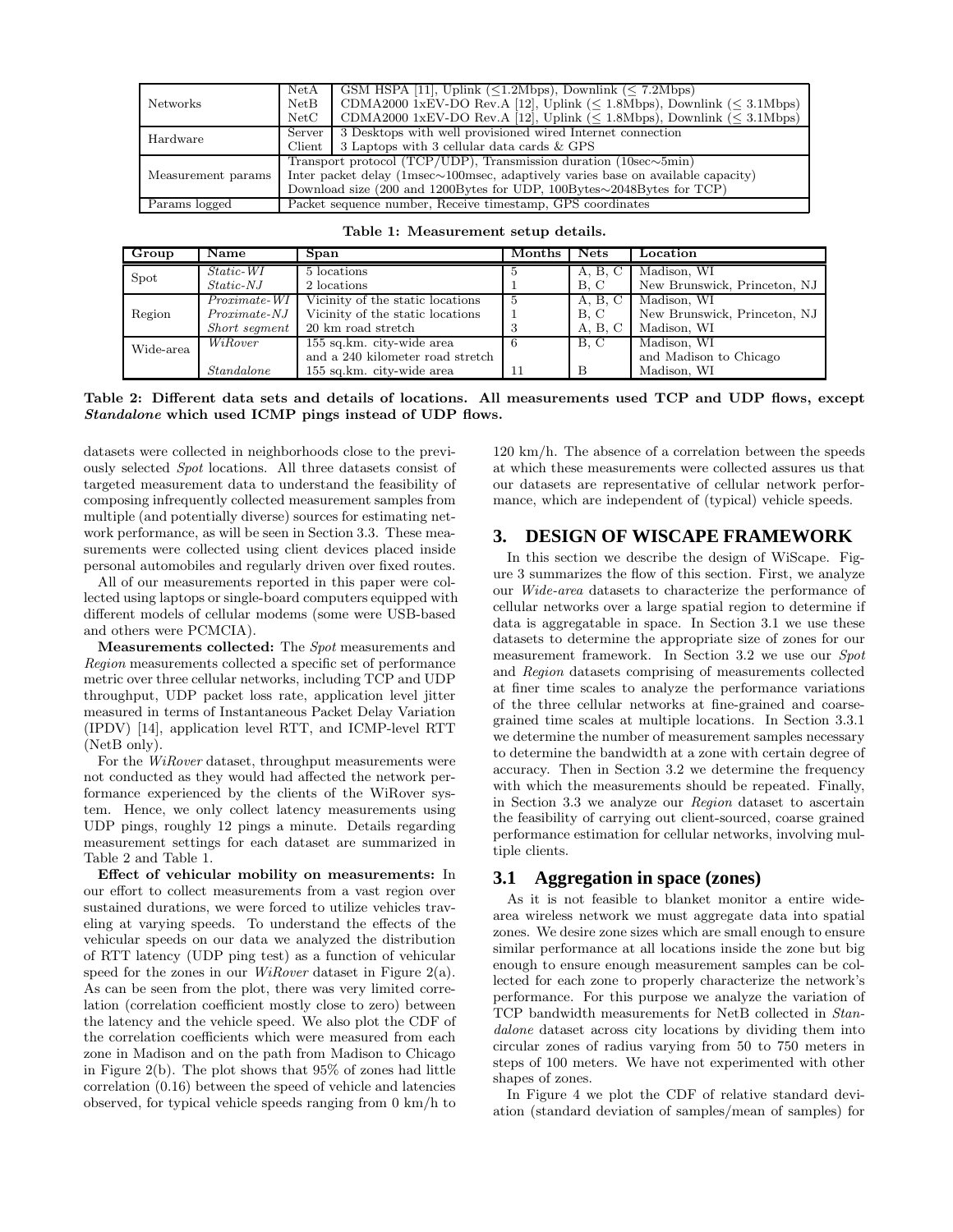| | | |
|---|---|---|
| Networks | NetA | GSM HSPA [11], Uplink (≤1.2Mbps), Downlink (≤ 7.2Mbps) |
| | NetB | CDMA2000 1xEV-DO Rev.A [12], Uplink (≤ 1.8Mbps), Downlink (≤ 3.1Mbps) |
| | NetC | CDMA2000 1xEV-DO Rev.A [12], Uplink (≤ 1.8Mbps), Downlink (≤ 3.1Mbps) |
| Hardware | Server | 3 Desktops with well provisioned wired Internet connection |
| | Client | 3 Laptops with 3 cellular data cards & GPS |
| Measurement params | Transport protocol (TCP/UDP), Transmission duration (10sec∼5min) | |
| | Inter packet delay (1msec∼100msec, adaptively varies base on available capacity) | |
| | Download size (200 and 1200Bytes for UDP, 100Bytes∼2048Bytes for TCP) | |
| Params logged | Packet sequence number, Receive timestamp, GPS coordinates | |

**Table 1: Measurement setup details.**

| Group | Name | Span | Months | Nets | Location |
|---|---|---|---|---|---|
| Spot | *Static-WI* | 5 locations | 5 | A, B, C | Madison, WI |
| | *Static-NJ* | 2 locations | 1 | B, C | New Brunswick, Princeton, NJ |
| Region | *Proximate-WI* | Vicinity of the static locations | 5 | A, B, C | Madison, WI |
| | *Proximate-NJ* | Vicinity of the static locations | 1 | B, C | New Brunswick, Princeton, NJ |
| | *Short segment* | 20 km road stretch | 3 | A, B, C | Madison, WI |
| Wide-area | *WiRover* | 155 sq.km. city-wide area and a 240 kilometer road stretch | 6 | B, C | Madison, WI and Madison to Chicago |
| | *Standalone* | 155 sq.km. city-wide area | 11 | B | Madison, WI |

**Table 2: Different data sets and details of locations. All measurements used TCP and UDP flows, except *Standalone* which used ICMP pings instead of UDP flows.**

datasets were collected in neighborhoods close to the previously selected *Spot* locations. All three datasets consist of targeted measurement data to understand the feasibility of composing infrequently collected measurement samples from multiple (and potentially diverse) sources for estimating network performance, as will be seen in Section 3.3. These measurements were collected using client devices placed inside personal automobiles and regularly driven over fixed routes.

All of our measurements reported in this paper were collected using laptops or single-board computers equipped with different models of cellular modems (some were USB-based and others were PCMCIA).

**Measurements collected:** The *Spot* measurements and *Region* measurements collected a specific set of performance metric over three cellular networks, including TCP and UDP throughput, UDP packet loss rate, application level jitter measured in terms of Instantaneous Packet Delay Variation (IPDV) [14], application level RTT, and ICMP-level RTT (NetB only).

For the *WiRover* dataset, throughput measurements were not conducted as they would had affected the network performance experienced by the clients of the WiRover system. Hence, we only collect latency measurements using UDP pings, roughly 12 pings a minute. Details regarding measurement settings for each dataset are summarized in Table 2 and Table 1.

**Effect of vehicular mobility on measurements:** In our effort to collect measurements from a vast region over sustained durations, we were forced to utilize vehicles traveling at varying speeds. To understand the effects of the vehicular speeds on our data we analyzed the distribution of RTT latency (UDP ping test) as a function of vehicular speed for the zones in our *WiRover* dataset in Figure 2(a). As can be seen from the plot, there was very limited correlation (correlation coefficient mostly close to zero) between the latency and the vehicle speed. We also plot the CDF of the correlation coefficients which were measured from each zone in Madison and on the path from Madison to Chicago in Figure 2(b). The plot shows that 95% of zones had little correlation (0.16) between the speed of vehicle and latencies observed, for typical vehicle speeds ranging from 0 km/h to 120 km/h. The absence of a correlation between the speeds at which these measurements were collected assures us that our datasets are representative of cellular network performance, which are independent of (typical) vehicle speeds.

## 3. DESIGN OF WISCAPE FRAMEWORK

In this section we describe the design of WiScape. Figure 3 summarizes the flow of this section. First, we analyze our *Wide-area* datasets to characterize the performance of cellular networks over a large spatial region to determine if data is aggregatable in space. In Section 3.1 we use these datasets to determine the appropriate size of zones for our measurement framework. In Section 3.2 we use our *Spot* and *Region* datasets comprising of measurements collected at finer time scales to analyze the performance variations of the three cellular networks at fine-grained and coarse-grained time scales at multiple locations. In Section 3.3.1 we determine the number of measurement samples necessary to determine the bandwidth at a zone with certain degree of accuracy. Then in Section 3.2 we determine the frequency with which the measurements should be repeated. Finally, in Section 3.3 we analyze our *Region* dataset to ascertain the feasibility of carrying out client-sourced, coarse grained performance estimation for cellular networks, involving multiple clients.

### 3.1 Aggregation in space (zones)

As it is not feasible to blanket monitor a entire wide-area wireless network we must aggregate data into spatial zones. We desire zone sizes which are small enough to ensure similar performance at all locations inside the zone but big enough to ensure enough measurement samples can be collected for each zone to properly characterize the network's performance. For this purpose we analyze the variation of TCP bandwidth measurements for NetB collected in *Standalone* dataset across city locations by dividing them into circular zones of radius varying from 50 to 750 meters in steps of 100 meters. We have not experimented with other shapes of zones.

In Figure 4 we plot the CDF of relative standard deviation (standard deviation of samples/mean of samples) for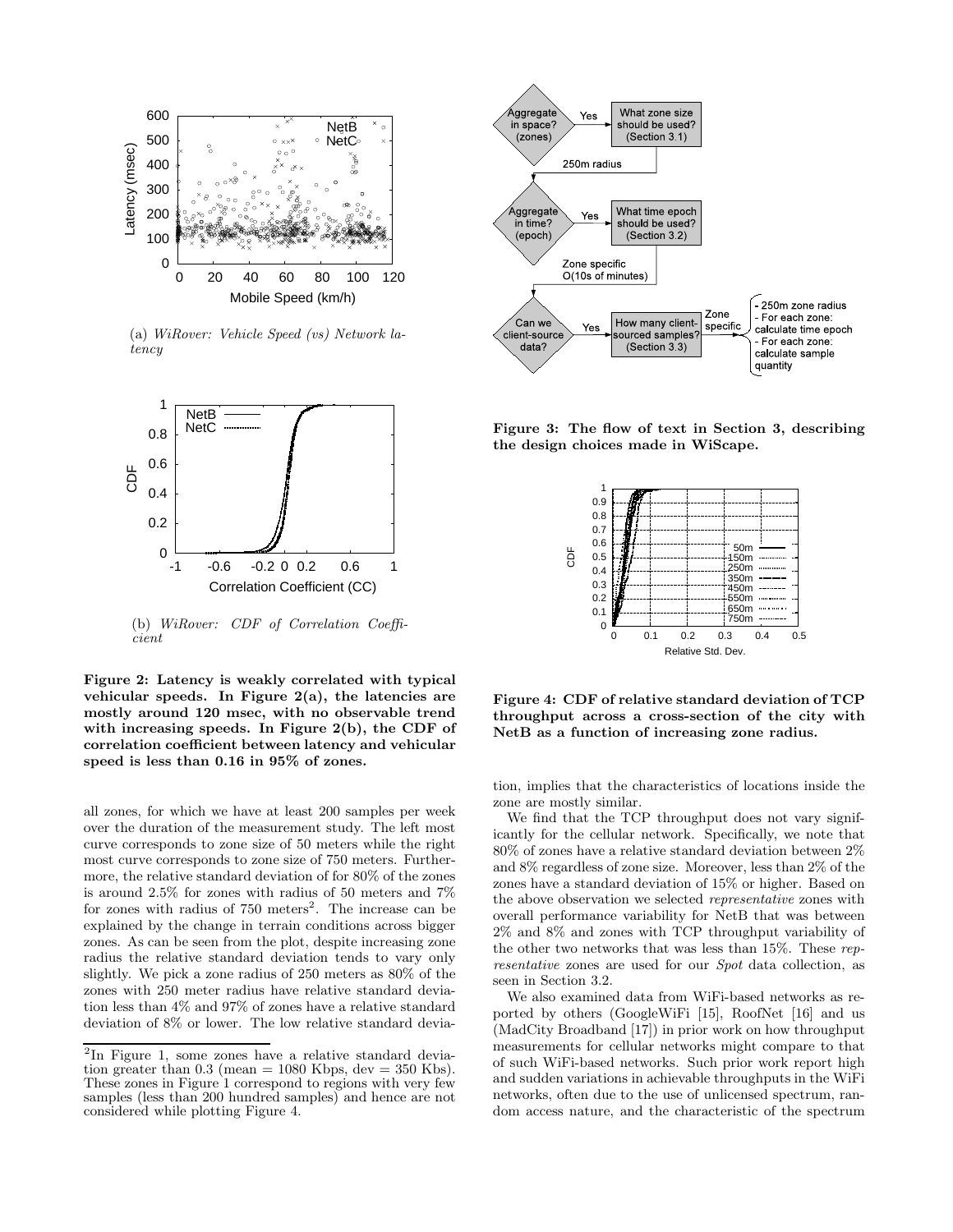(a) *WiRover: Vehicle Speed (vs) Network latency*

(b) *WiRover: CDF of Correlation Coefficient*

**Figure 2: Latency is weakly correlated with typical vehicular speeds. In Figure 2(a), the latencies are mostly around 120 msec, with no observable trend with increasing speeds. In Figure 2(b), the CDF of correlation coefficient between latency and vehicular speed is less than 0.16 in 95% of zones.**

**Figure 3: The flow of text in Section 3, describing the design choices made in WiScape.**

**Figure 4: CDF of relative standard deviation of TCP throughput across a cross-section of the city with NetB as a function of increasing zone radius.**

all zones, for which we have at least 200 samples per week over the duration of the measurement study. The left most curve corresponds to zone size of 50 meters while the right most curve corresponds to zone size of 750 meters. Furthermore, the relative standard deviation of for 80% of the zones is around 2.5% for zones with radius of 50 meters and 7% for zones with radius of 750 meters[2]. The increase can be explained by the change in terrain conditions across bigger zones. As can be seen from the plot, despite increasing zone radius the relative standard deviation tends to vary only slightly. We pick a zone radius of 250 meters as 80% of the zones with 250 meter radius have relative standard deviation less than 4% and 97% of zones have a relative standard deviation of 8% or lower. The low relative standard deviation, implies that the characteristics of locations inside the zone are mostly similar.

We find that the TCP throughput does not vary significantly for the cellular network. Specifically, we note that 80% of zones have a relative standard deviation between 2% and 8% regardless of zone size. Moreover, less than 2% of the zones have a standard deviation of 15% or higher. Based on the above observation we selected *representative* zones with overall performance variability for NetB that was between 2% and 8% and zones with TCP throughput variability of the other two networks that was less than 15%. These *representative* zones are used for our *Spot* data collection, as seen in Section 3.2.

We also examined data from WiFi-based networks as reported by others (GoogleWiFi [15], RoofNet [16] and us (MadCity Broadband [17]) in prior work on how throughput measurements for cellular networks might compare to that of such WiFi-based networks. Such prior work report high and sudden variations in achievable throughputs in the WiFi networks, often due to the use of unlicensed spectrum, random access nature, and the characteristic of the spectrum

[2] In Figure 1, some zones have a relative standard deviation greater than 0.3 (mean = 1080 Kbps, dev = 350 Kbs). These zones in Figure 1 correspond to regions with very few samples (less than 200 hundred samples) and hence are not considered while plotting Figure 4.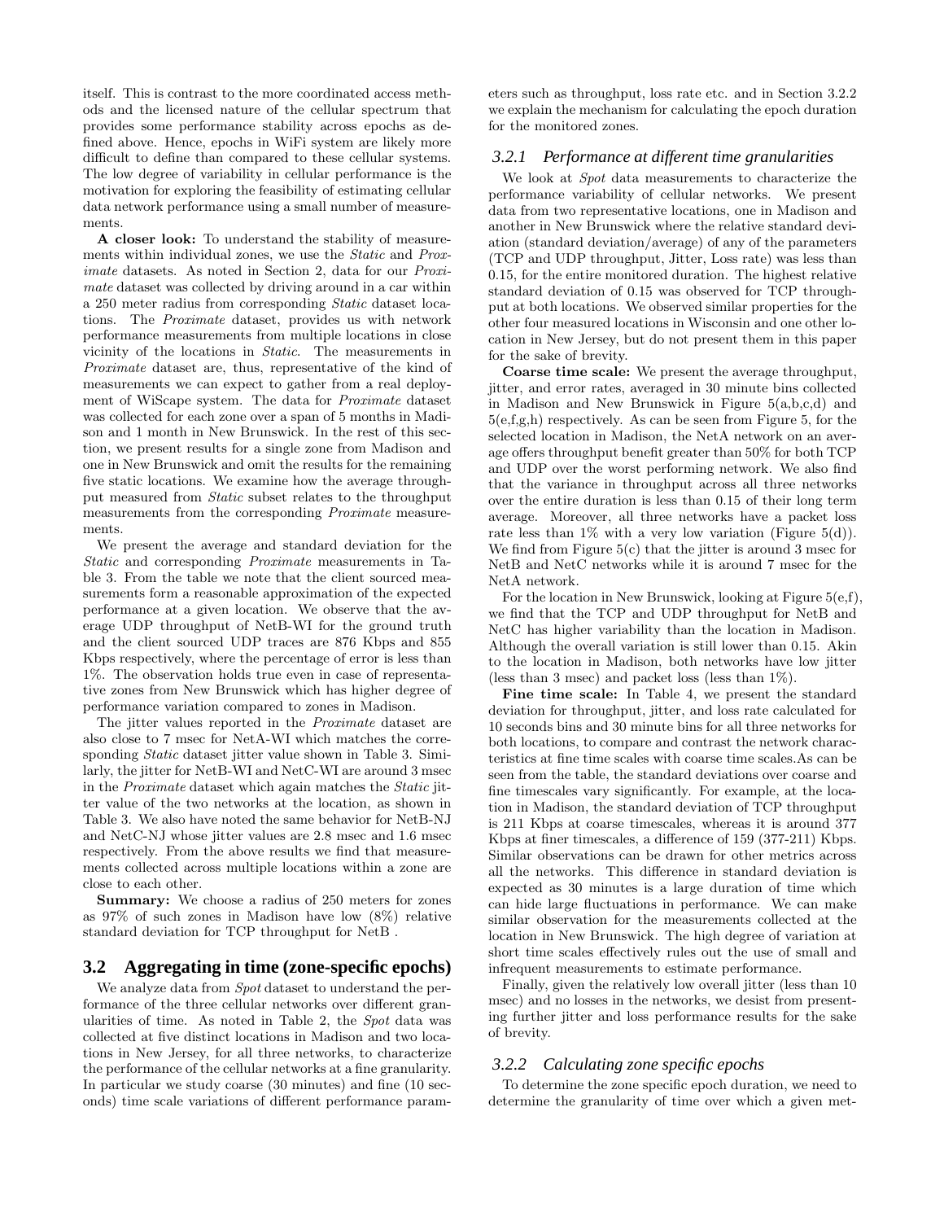itself. This is contrast to the more coordinated access methods and the licensed nature of the cellular spectrum that provides some performance stability across epochs as defined above. Hence, epochs in WiFi system are likely more difficult to define than compared to these cellular systems. The low degree of variability in cellular performance is the motivation for exploring the feasibility of estimating cellular data network performance using a small number of measurements.

**A closer look:** To understand the stability of measurements within individual zones, we use the *Static* and *Proximate* datasets. As noted in Section 2, data for our *Proximate* dataset was collected by driving around in a car within a 250 meter radius from corresponding *Static* dataset locations. The *Proximate* dataset, provides us with network performance measurements from multiple locations in close vicinity of the locations in *Static*. The measurements in *Proximate* dataset are, thus, representative of the kind of measurements we can expect to gather from a real deployment of WiScape system. The data for *Proximate* dataset was collected for each zone over a span of 5 months in Madison and 1 month in New Brunswick. In the rest of this section, we present results for a single zone from Madison and one in New Brunswick and omit the results for the remaining five static locations. We examine how the average throughput measured from *Static* subset relates to the throughput measurements from the corresponding *Proximate* measurements.

We present the average and standard deviation for the *Static* and corresponding *Proximate* measurements in Table 3. From the table we note that the client sourced measurements form a reasonable approximation of the expected performance at a given location. We observe that the average UDP throughput of NetB-WI for the ground truth and the client sourced UDP traces are 876 Kbps and 855 Kbps respectively, where the percentage of error is less than 1%. The observation holds true even in case of representative zones from New Brunswick which has higher degree of performance variation compared to zones in Madison.

The jitter values reported in the *Proximate* dataset are also close to 7 msec for NetA-WI which matches the corresponding *Static* dataset jitter value shown in Table 3. Similarly, the jitter for NetB-WI and NetC-WI are around 3 msec in the *Proximate* dataset which again matches the *Static* jitter value of the two networks at the location, as shown in Table 3. We also have noted the same behavior for NetB-NJ and NetC-NJ whose jitter values are 2.8 msec and 1.6 msec respectively. From the above results we find that measurements collected across multiple locations within a zone are close to each other.

**Summary:** We choose a radius of 250 meters for zones as 97% of such zones in Madison have low (8%) relative standard deviation for TCP throughput for NetB .

## 3.2 Aggregating in time (zone-specific epochs)

We analyze data from *Spot* dataset to understand the performance of the three cellular networks over different granularities of time. As noted in Table 2, the *Spot* data was collected at five distinct locations in Madison and two locations in New Jersey, for all three networks, to characterize the performance of the cellular networks at a fine granularity. In particular we study coarse (30 minutes) and fine (10 seconds) time scale variations of different performance parameters such as throughput, loss rate etc. and in Section 3.2.2 we explain the mechanism for calculating the epoch duration for the monitored zones.

### 3.2.1 Performance at different time granularities

We look at *Spot* data measurements to characterize the performance variability of cellular networks. We present data from two representative locations, one in Madison and another in New Brunswick where the relative standard deviation (standard deviation/average) of any of the parameters (TCP and UDP throughput, Jitter, Loss rate) was less than 0.15, for the entire monitored duration. The highest relative standard deviation of 0.15 was observed for TCP throughput at both locations. We observed similar properties for the other four measured locations in Wisconsin and one other location in New Jersey, but do not present them in this paper for the sake of brevity.

**Coarse time scale:** We present the average throughput, jitter, and error rates, averaged in 30 minute bins collected in Madison and New Brunswick in Figure 5(a,b,c,d) and 5(e,f,g,h) respectively. As can be seen from Figure 5, for the selected location in Madison, the NetA network on an average offers throughput benefit greater than 50% for both TCP and UDP over the worst performing network. We also find that the variance in throughput across all three networks over the entire duration is less than 0.15 of their long term average. Moreover, all three networks have a packet loss rate less than 1% with a very low variation (Figure 5(d)). We find from Figure 5(c) that the jitter is around 3 msec for NetB and NetC networks while it is around 7 msec for the NetA network.

For the location in New Brunswick, looking at Figure 5(e,f), we find that the TCP and UDP throughput for NetB and NetC has higher variability than the location in Madison. Although the overall variation is still lower than 0.15. Akin to the location in Madison, both networks have low jitter (less than 3 msec) and packet loss (less than 1%).

**Fine time scale:** In Table 4, we present the standard deviation for throughput, jitter, and loss rate calculated for 10 seconds bins and 30 minute bins for all three networks for both locations, to compare and contrast the network characteristics at fine time scales with coarse time scales.As can be seen from the table, the standard deviations over coarse and fine timescales vary significantly. For example, at the location in Madison, the standard deviation of TCP throughput is 211 Kbps at coarse timescales, whereas it is around 377 Kbps at finer timescales, a difference of 159 (377-211) Kbps. Similar observations can be drawn for other metrics across all the networks. This difference in standard deviation is expected as 30 minutes is a large duration of time which can hide large fluctuations in performance. We can make similar observation for the measurements collected at the location in New Brunswick. The high degree of variation at short time scales effectively rules out the use of small and infrequent measurements to estimate performance.

Finally, given the relatively low overall jitter (less than 10 msec) and no losses in the networks, we desist from presenting further jitter and loss performance results for the sake of brevity.

### 3.2.2 Calculating zone specific epochs

To determine the zone specific epoch duration, we need to determine the granularity of time over which a given met-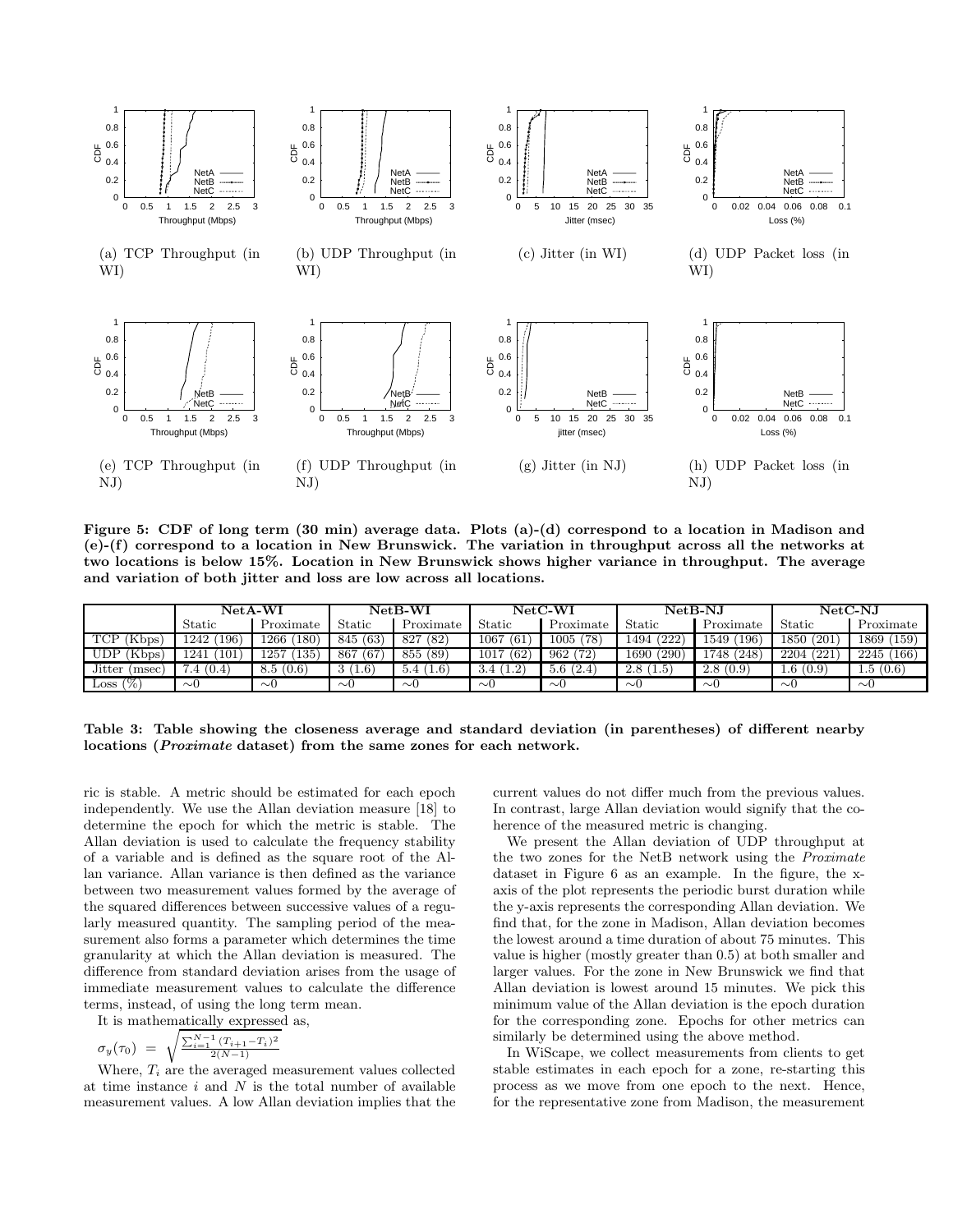(a) TCP Throughput (in WI)

(b) UDP Throughput (in WI)

(c) Jitter (in WI)

(d) UDP Packet loss (in WI)

(e) TCP Throughput (in NJ)

(f) UDP Throughput (in NJ)

(g) Jitter (in NJ)

(h) UDP Packet loss (in NJ)

**Figure 5: CDF of long term (30 min) average data. Plots (a)-(d) correspond to a location in Madison and (e)-(f) correspond to a location in New Brunswick. The variation in throughput across all the networks at two locations is below 15%. Location in New Brunswick shows higher variance in throughput. The average and variation of both jitter and loss are low across all locations.**

| | NetA-WI | | NetB-WI | | NetC-WI | | NetB-NJ | | NetC-NJ | |
|---|---|---|---|---|---|---|---|---|---|---|
| | Static | Proximate | Static | Proximate | Static | Proximate | Static | Proximate | Static | Proximate |
| TCP (Kbps) | 1242 (196) | 1266 (180) | 845 (63) | 827 (82) | 1067 (61) | 1005 (78) | 1494 (222) | 1549 (196) | 1850 (201) | 1869 (159) |
| UDP (Kbps) | 1241 (101) | 1257 (135) | 867 (67) | 855 (89) | 1017 (62) | 962 (72) | 1690 (290) | 1748 (248) | 2204 (221) | 2245 (166) |
| Jitter (msec) | 7.4 (0.4) | 8.5 (0.6) | 3 (1.6) | 5.4 (1.6) | 3.4 (1.2) | 5.6 (2.4) | 2.8 (1.5) | 2.8 (0.9) | 1.6 (0.9) | 1.5 (0.6) |
| Loss (%) | ∼0 | ∼0 | ∼0 | ∼0 | ∼0 | ∼0 | ∼0 | ∼0 | ∼0 | ∼0 |

**Table 3: Table showing the closeness average and standard deviation (in parentheses) of different nearby locations (*Proximate* dataset) from the same zones for each network.**

ric is stable. A metric should be estimated for each epoch independently. We use the Allan deviation measure [18] to determine the epoch for which the metric is stable. The Allan deviation is used to calculate the frequency stability of a variable and is defined as the square root of the Allan variance. Allan variance is then defined as the variance between two measurement values formed by the average of the squared differences between successive values of a regularly measured quantity. The sampling period of the measurement also forms a parameter which determines the time granularity at which the Allan deviation is measured. The difference from standard deviation arises from the usage of immediate measurement values to calculate the difference terms, instead, of using the long term mean.

It is mathematically expressed as,

$$\sigma_y(\tau_0) = \sqrt{\frac{\sum_{i=1}^{N-1}(T_{i+1} - T_i)^2}{2(N-1)}}$$

Where, $T_i$ are the averaged measurement values collected at time instance $i$ and $N$ is the total number of available measurement values. A low Allan deviation implies that the current values do not differ much from the previous values. In contrast, large Allan deviation would signify that the coherence of the measured metric is changing.

We present the Allan deviation of UDP throughput at the two zones for the NetB network using the *Proximate* dataset in Figure 6 as an example. In the figure, the x-axis of the plot represents the periodic burst duration while the y-axis represents the corresponding Allan deviation. We find that, for the zone in Madison, Allan deviation becomes the lowest around a time duration of about 75 minutes. This value is higher (mostly greater than 0.5) at both smaller and larger values. For the zone in New Brunswick we find that Allan deviation is lowest around 15 minutes. We pick this minimum value of the Allan deviation is the epoch duration for the corresponding zone. Epochs for other metrics can similarly be determined using the above method.

In WiScape, we collect measurements from clients to get stable estimates in each epoch for a zone, re-starting this process as we move from one epoch to the next. Hence, for the representative zone from Madison, the measurement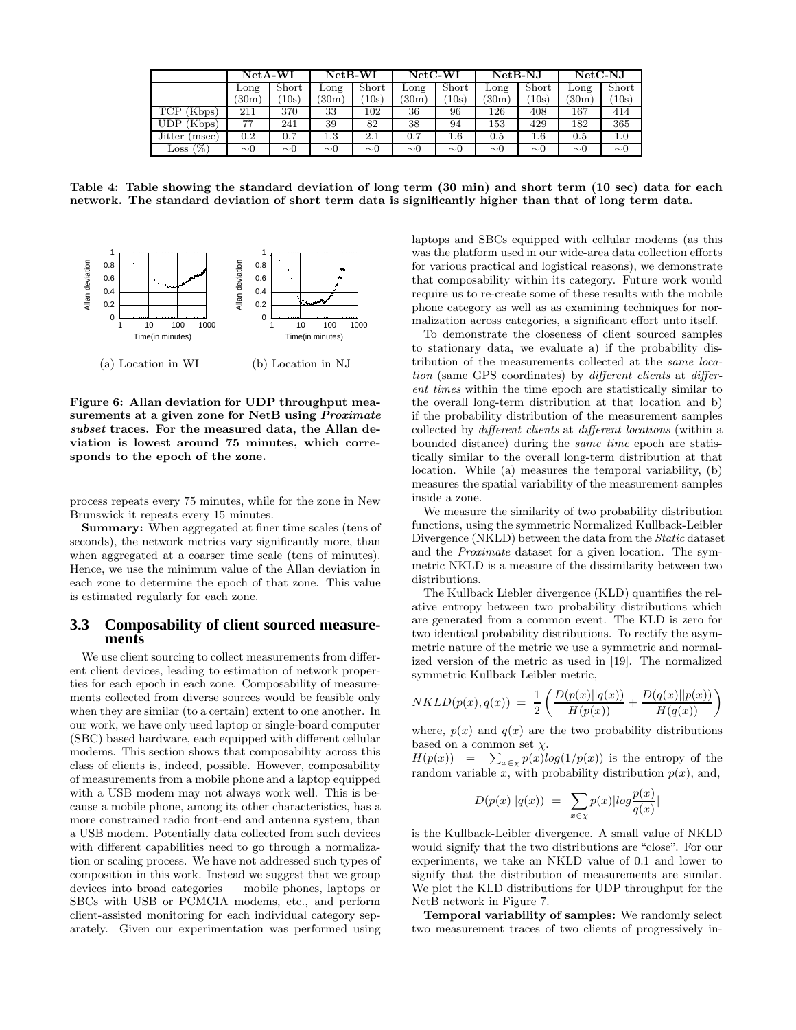| | NetA-WI | | NetB-WI | | NetC-WI | | NetB-NJ | | NetC-NJ | |
|---|---|---|---|---|---|---|---|---|---|---|
| | Long (30m) | Short (10s) | Long (30m) | Short (10s) | Long (30m) | Short (10s) | Long (30m) | Short (10s) | Long (30m) | Short (10s) |
| TCP (Kbps) | 211 | 370 | 33 | 102 | 36 | 96 | 126 | 408 | 167 | 414 |
| UDP (Kbps) | 77 | 241 | 39 | 82 | 38 | 94 | 153 | 429 | 182 | 365 |
| Jitter (msec) | 0.2 | 0.7 | 1.3 | 2.1 | 0.7 | 1.6 | 0.5 | 1.6 | 0.5 | 1.0 |
| Loss (%) | ∼0 | ∼0 | ∼0 | ∼0 | ∼0 | ∼0 | ∼0 | ∼0 | ∼0 | ∼0 |

**Table 4: Table showing the standard deviation of long term (30 min) and short term (10 sec) data for each network. The standard deviation of short term data is significantly higher than that of long term data.**

Allan deviation
1
0.8
0.6
0.4
0.2
0
1 10 100 1000
Time(in minutes)

(a) Location in WI

Allan deviation
1
0.8
0.6
0.4
0.2
0
1 10 100 1000
Time(in minutes)

(b) Location in NJ

**Figure 6: Allan deviation for UDP throughput measurements at a given zone for NetB using *Proximate subset* traces. For the measured data, the Allan deviation is lowest around 75 minutes, which corresponds to the epoch of the zone.**

process repeats every 75 minutes, while for the zone in New Brunswick it repeats every 15 minutes.

**Summary:** When aggregated at finer time scales (tens of seconds), the network metrics vary significantly more, than when aggregated at a coarser time scale (tens of minutes). Hence, we use the minimum value of the Allan deviation in each zone to determine the epoch of that zone. This value is estimated regularly for each zone.

### 3.3 Composability of client sourced measurements

We use client sourcing to collect measurements from different client devices, leading to estimation of network properties for each epoch in each zone. Composability of measurements collected from diverse sources would be feasible only when they are similar (to a certain) extent to one another. In our work, we have only used laptop or single-board computer (SBC) based hardware, each equipped with different cellular modems. This section shows that composability across this class of clients is, indeed, possible. However, composability of measurements from a mobile phone and a laptop equipped with a USB modem may not always work well. This is because a mobile phone, among its other characteristics, has a more constrained radio front-end and antenna system, than a USB modem. Potentially data collected from such devices with different capabilities need to go through a normalization or scaling process. We have not addressed such types of composition in this work. Instead we suggest that we group devices into broad categories — mobile phones, laptops or SBCs with USB or PCMCIA modems, etc., and perform client-assisted monitoring for each individual category separately. Given our experimentation was performed using laptops and SBCs equipped with cellular modems (as this was the platform used in our wide-area data collection efforts for various practical and logistical reasons), we demonstrate that composability within its category. Future work would require us to re-create some of these results with the mobile phone category as well as as examining techniques for normalization across categories, a significant effort unto itself.

To demonstrate the closeness of client sourced samples to stationary data, we evaluate a) if the probability distribution of the measurements collected at the *same location* (same GPS coordinates) by *different clients* at *different times* within the time epoch are statistically similar to the overall long-term distribution at that location and b) if the probability distribution of the measurement samples collected by *different clients* at *different locations* (within a bounded distance) during the *same time* epoch are statistically similar to the overall long-term distribution at that location. While (a) measures the temporal variability, (b) measures the spatial variability of the measurement samples inside a zone.

We measure the similarity of two probability distribution functions, using the symmetric Normalized Kullback-Leibler Divergence (NKLD) between the data from the *Static* dataset and the *Proximate* dataset for a given location. The symmetric NKLD is a measure of the dissimilarity between two distributions.

The Kullback Liebler divergence (KLD) quantifies the relative entropy between two probability distributions which are generated from a common event. The KLD is zero for two identical probability distributions. To rectify the asymmetric nature of the metric we use a symmetric and normalized version of the metric as used in [19]. The normalized symmetric Kullback Leibler metric,

$$NKLD(p(x), q(x)) = \frac{1}{2}\left(\frac{D(p(x)||q(x))}{H(p(x))} + \frac{D(q(x)||p(x))}{H(q(x))}\right)$$

where, $p(x)$ and $q(x)$ are the two probability distributions based on a common set $\chi$.
$H(p(x)) = \sum_{x \in \chi} p(x) log(1/p(x))$ is the entropy of the random variable $x$, with probability distribution $p(x)$, and,

$$D(p(x)||q(x)) = \sum_{x \in \chi} p(x)|log\frac{p(x)}{q(x)}|$$

is the Kullback-Leibler divergence. A small value of NKLD would signify that the two distributions are "close". For our experiments, we take an NKLD value of 0.1 and lower to signify that the distribution of measurements are similar. We plot the KLD distributions for UDP throughput for the NetB network in Figure 7.

**Temporal variability of samples:** We randomly select two measurement traces of two clients of progressively in-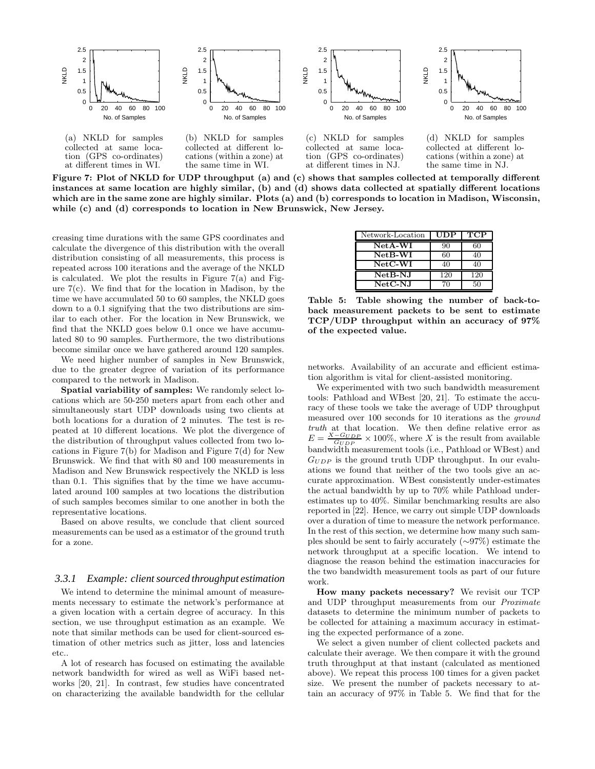(a) NKLD for samples collected at same location (GPS co-ordinates) at different times in WI.

(b) NKLD for samples collected at different locations (within a zone) at the same time in WI.

(c) NKLD for samples collected at same location (GPS co-ordinates) at different times in NJ.

(d) NKLD for samples collected at different locations (within a zone) at the same time in NJ.

**Figure 7: Plot of NKLD for UDP throughput (a) and (c) shows that samples collected at temporally different instances at same location are highly similar, (b) and (d) shows data collected at spatially different locations which are in the same zone are highly similar. Plots (a) and (b) corresponds to location in Madison, Wisconsin, while (c) and (d) corresponds to location in New Brunswick, New Jersey.**

creasing time durations with the same GPS coordinates and calculate the divergence of this distribution with the overall distribution consisting of all measurements, this process is repeated across 100 iterations and the average of the NKLD is calculated. We plot the results in Figure 7(a) and Figure 7(c). We find that for the location in Madison, by the time we have accumulated 50 to 60 samples, the NKLD goes down to a 0.1 signifying that the two distributions are similar to each other. For the location in New Brunswick, we find that the NKLD goes below 0.1 once we have accumulated 80 to 90 samples. Furthermore, the two distributions become similar once we have gathered around 120 samples.

We need higher number of samples in New Brunswick, due to the greater degree of variation of its performance compared to the network in Madison.

**Spatial variability of samples:** We randomly select locations which are 50-250 meters apart from each other and simultaneously start UDP downloads using two clients at both locations for a duration of 2 minutes. The test is repeated at 10 different locations. We plot the divergence of the distribution of throughput values collected from two locations in Figure 7(b) for Madison and Figure 7(d) for New Brunswick. We find that with 80 and 100 measurements in Madison and New Brunswick respectively the NKLD is less than 0.1. This signifies that by the time we have accumulated around 100 samples at two locations the distribution of such samples becomes similar to one another in both the representative locations.

Based on above results, we conclude that client sourced measurements can be used as a estimator of the ground truth for a zone.

### *3.3.1 Example: client sourced throughput estimation*

We intend to determine the minimal amount of measurements necessary to estimate the network's performance at a given location with a certain degree of accuracy. In this section, we use throughput estimation as an example. We note that similar methods can be used for client-sourced estimation of other metrics such as jitter, loss and latencies etc..

A lot of research has focused on estimating the available network bandwidth for wired as well as WiFi based networks [20, 21]. In contrast, few studies have concentrated on characterizing the available bandwidth for the cellular networks. Availability of an accurate and efficient estimation algorithm is vital for client-assisted monitoring.

| Network-Location | UDP | TCP |
|---|---|---|
| **NetA-WI** | 90 | 60 |
| **NetB-WI** | 60 | 40 |
| **NetC-WI** | 40 | 40 |
| **NetB-NJ** | 120 | 120 |
| **NetC-NJ** | 70 | 50 |

**Table 5: Table showing the number of back-to-back measurement packets to be sent to estimate TCP/UDP throughput within an accuracy of 97% of the expected value.**

We experimented with two such bandwidth measurement tools: Pathload and WBest [20, 21]. To estimate the accuracy of these tools we take the average of UDP throughput measured over 100 seconds for 10 iterations as the *ground truth* at that location. We then define relative error as $E = \frac{X - G_{UDP}}{G_{UDP}} \times 100\%$, where $X$ is the result from available bandwidth measurement tools (i.e., Pathload or WBest) and $G_{UDP}$ is the ground truth UDP throughput. In our evaluations we found that neither of the two tools give an accurate approximation. WBest consistently under-estimates the actual bandwidth by up to 70% while Pathload under-estimates up to 40%. Similar benchmarking results are also reported in [22]. Hence, we carry out simple UDP downloads over a duration of time to measure the network performance. In the rest of this section, we determine how many such samples should be sent to fairly accurately (∼97%) estimate the network throughput at a specific location. We intend to diagnose the reason behind the estimation inaccuracies for the two bandwidth measurement tools as part of our future work.

**How many packets necessary?** We revisit our TCP and UDP throughput measurements from our *Proximate* datasets to determine the minimum number of packets to be collected for attaining a maximum accuracy in estimating the expected performance of a zone.

We select a given number of client collected packets and calculate their average. We then compare it with the ground truth throughput at that instant (calculated as mentioned above). We repeat this process 100 times for a given packet size. We present the number of packets necessary to attain an accuracy of 97% in Table 5. We find that for the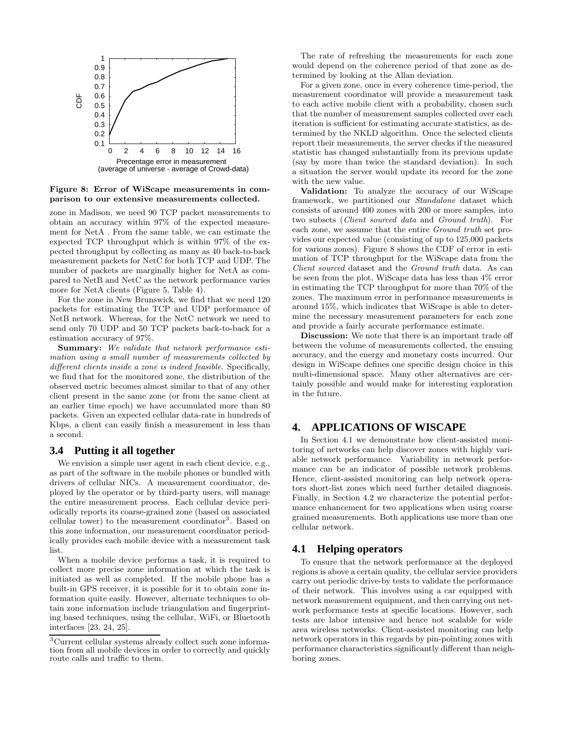Figure 8: Error of WiScape measurements in comparison to our extensive measurements collected.

zone in Madison, we need 90 TCP packet measurements to obtain an accuracy within 97% of the expected measurement for NetA . From the same table, we can estimate the expected TCP throughput which is within 97% of the expected throughput by collecting as many as 40 back-to-back measurement packets for NetC for both TCP and UDP. The number of packets are marginally higher for NetA as compared to NetB and NetC as the network performance varies more for NetA clients (Figure 5, Table 4).

For the zone in New Brunswick, we find that we need 120 packets for estimating the TCP and UDP performance of NetB network. Whereas, for the NetC network we need to send only 70 UDP and 50 TCP packets back-to-back for a estimation accuracy of 97%.

**Summary:** *We validate that network performance estimation using a small number of measurements collected by different clients inside a zone is indeed feasible.* Specifically, we find that for the monitored zone, the distribution of the observed metric becomes almost similar to that of any other client present in the same zone (or from the same client at an earlier time epoch) we have accumulated more than 80 packets. Given an expected cellular data-rate in hundreds of Kbps, a client can easily finish a measurement in less than a second.

## 3.4 Putting it all together

We envision a simple user agent in each client device, e.g., as part of the software in the mobile phones or bundled with drivers of cellular NICs. A measurement coordinator, deployed by the operator or by third-party users, will manage the entire measurement process. Each cellular device periodically reports its coarse-grained zone (based on associated cellular tower) to the measurement coordinator[3]. Based on this zone information, our measurement coordinator periodically provides each mobile device with a measurement task list.

When a mobile device performs a task, it is required to collect more precise zone information at which the task is initiated as well as completed. If the mobile phone has a built-in GPS receiver, it is possible for it to obtain zone information quite easily. However, alternate techniques to obtain zone information include triangulation and fingerprinting based techniques, using the cellular, WiFi, or Bluetooth interfaces [23, 24, 25].

[3]Current cellular systems already collect such zone information from all mobile devices in order to correctly and quickly route calls and traffic to them.

The rate of refreshing the measurements for each zone would depend on the coherence period of that zone as determined by looking at the Allan deviation.

For a given zone, once in every coherence time-period, the measurement coordinator will provide a measurement task to each active mobile client with a probability, chosen such that the number of measurement samples collected over each iteration is sufficient for estimating accurate statistics, as determined by the NKLD algorithm. Once the selected clients report their measurements, the server checks if the measured statistic has changed substantially from its previous update (say by more than twice the standard deviation). In such a situation the server would update its record for the zone with the new value.

**Validation:** To analyze the accuracy of our WiScape framework, we partitioned our *Standalone* dataset which consists of around 400 zones with 200 or more samples, into two subsets (*Client sourced data* and *Ground truth*). For each zone, we assume that the entire *Ground truth* set provides our expected value (consisting of up to 125,000 packets for various zones). Figure 8 shows the CDF of error in estimation of TCP throughput for the WiScape data from the *Client sourced* dataset and the *Ground truth* data. As can be seen from the plot, WiScape data has less than 4% error in estimating the TCP throughput for more than 70% of the zones. The maximum error in performance measurements is around 15%, which indicates that WiScape is able to determine the necessary measurement parameters for each zone and provide a fairly accurate performance estimate.

**Discussion:** We note that there is an important trade off between the volume of measurements collected, the ensuing accuracy, and the energy and monetary costs incurred. Our design in WiScape defines one specific design choice in this multi-dimensional space. Many other alternatives are certainly possible and would make for interesting exploration in the future.

# 4. APPLICATIONS OF WISCAPE

In Section 4.1 we demonstrate how client-assisted monitoring of networks can help discover zones with highly variable network performance. Variability in network performance can be an indicator of possible network problems. Hence, client-assisted monitoring can help network operators short-list zones which need further detailed diagnosis. Finally, in Section 4.2 we characterize the potential performance enhancement for two applications when using coarse grained measurements. Both applications use more than one cellular network.

## 4.1 Helping operators

To ensure that the network performance at the deployed regions is above a certain quality, the cellular service providers carry out periodic drive-by tests to validate the performance of their network. This involves using a car equipped with network measurement equipment, and then carrying out network performance tests at specific locations. However, such tests are labor intensive and hence not scalable for wide area wireless networks. Client-assisted monitoring can help network operators in this regards by pin-pointing zones with performance characteristics significantly different than neighboring zones.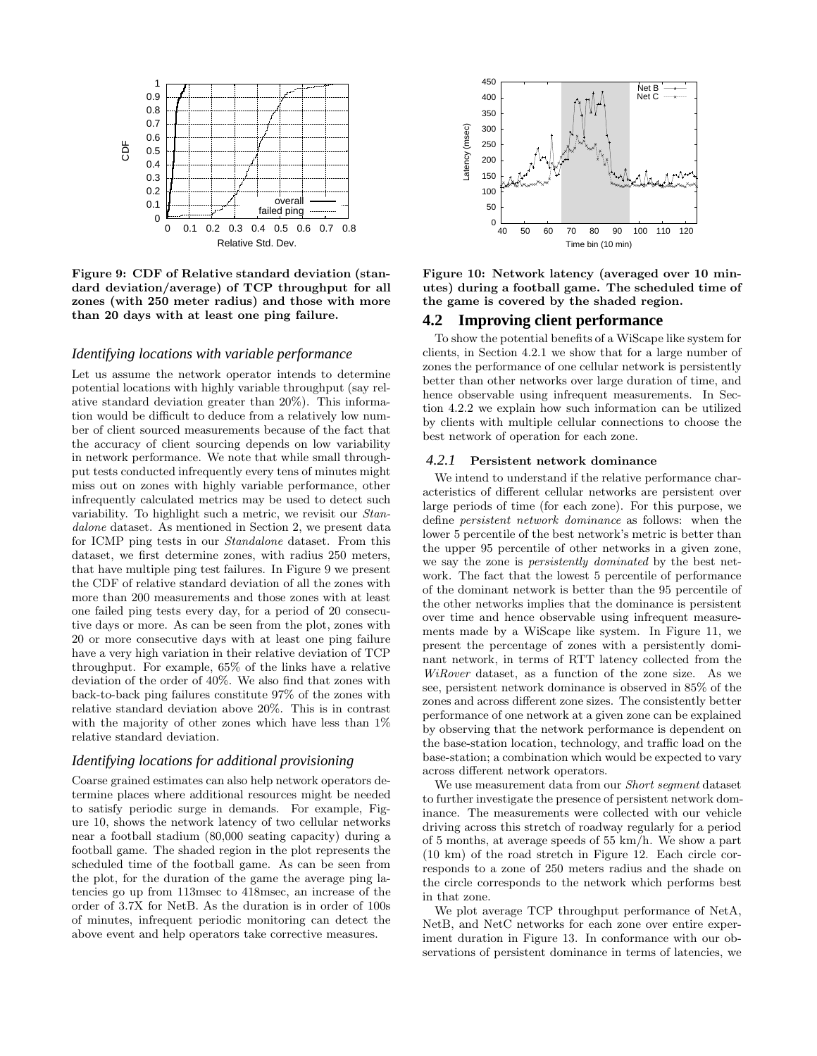Figure 9: CDF of Relative standard deviation (standard deviation/average) of TCP throughput for all zones (with 250 meter radius) and those with more than 20 days with at least one ping failure.

### *Identifying locations with variable performance*

Let us assume the network operator intends to determine potential locations with highly variable throughput (say relative standard deviation greater than 20%). This information would be difficult to deduce from a relatively low number of client sourced measurements because of the fact that the accuracy of client sourcing depends on low variability in network performance. We note that while small throughput tests conducted infrequently every tens of minutes might miss out on zones with highly variable performance, other infrequently calculated metrics may be used to detect such variability. To highlight such a metric, we revisit our *Standalone* dataset. As mentioned in Section 2, we present data for ICMP ping tests in our *Standalone* dataset. From this dataset, we first determine zones, with radius 250 meters, that have multiple ping test failures. In Figure 9 we present the CDF of relative standard deviation of all the zones with more than 200 measurements and those zones with at least one failed ping tests every day, for a period of 20 consecutive days or more. As can be seen from the plot, zones with 20 or more consecutive days with at least one ping failure have a very high variation in their relative deviation of TCP throughput. For example, 65% of the links have a relative deviation of the order of 40%. We also find that zones with back-to-back ping failures constitute 97% of the zones with relative standard deviation above 20%. This is in contrast with the majority of other zones which have less than 1% relative standard deviation.

### *Identifying locations for additional provisioning*

Coarse grained estimates can also help network operators determine places where additional resources might be needed to satisfy periodic surge in demands. For example, Figure 10, shows the network latency of two cellular networks near a football stadium (80,000 seating capacity) during a football game. The shaded region in the plot represents the scheduled time of the football game. As can be seen from the plot, for the duration of the game the average ping latencies go up from 113msec to 418msec, an increase of the order of 3.7X for NetB. As the duration is in order of 100s of minutes, infrequent periodic monitoring can detect the above event and help operators take corrective measures.

Figure 10: Network latency (averaged over 10 minutes) during a football game. The scheduled time of the game is covered by the shaded region.

## 4.2 Improving client performance

To show the potential benefits of a WiScape like system for clients, in Section 4.2.1 we show that for a large number of zones the performance of one cellular network is persistently better than other networks over large duration of time, and hence observable using infrequent measurements. In Section 4.2.2 we explain how such information can be utilized by clients with multiple cellular connections to choose the best network of operation for each zone.

### *4.2.1* Persistent network dominance

We intend to understand if the relative performance characteristics of different cellular networks are persistent over large periods of time (for each zone). For this purpose, we define *persistent network dominance* as follows: when the lower 5 percentile of the best network's metric is better than the upper 95 percentile of other networks in a given zone, we say the zone is *persistently dominated* by the best network. The fact that the lowest 5 percentile of performance of the dominant network is better than the 95 percentile of the other networks implies that the dominance is persistent over time and hence observable using infrequent measurements made by a WiScape like system. In Figure 11, we present the percentage of zones with a persistently dominant network, in terms of RTT latency collected from the *WiRover* dataset, as a function of the zone size. As we see, persistent network dominance is observed in 85% of the zones and across different zone sizes. The consistently better performance of one network at a given zone can be explained by observing that the network performance is dependent on the base-station location, technology, and traffic load on the base-station; a combination which would be expected to vary across different network operators.

We use measurement data from our *Short segment* dataset to further investigate the presence of persistent network dominance. The measurements were collected with our vehicle driving across this stretch of roadway regularly for a period of 5 months, at average speeds of 55 km/h. We show a part (10 km) of the road stretch in Figure 12. Each circle corresponds to a zone of 250 meters radius and the shade on the circle corresponds to the network which performs best in that zone.

We plot average TCP throughput performance of NetA, NetB, and NetC networks for each zone over entire experiment duration in Figure 13. In conformance with our observations of persistent dominance in terms of latencies, we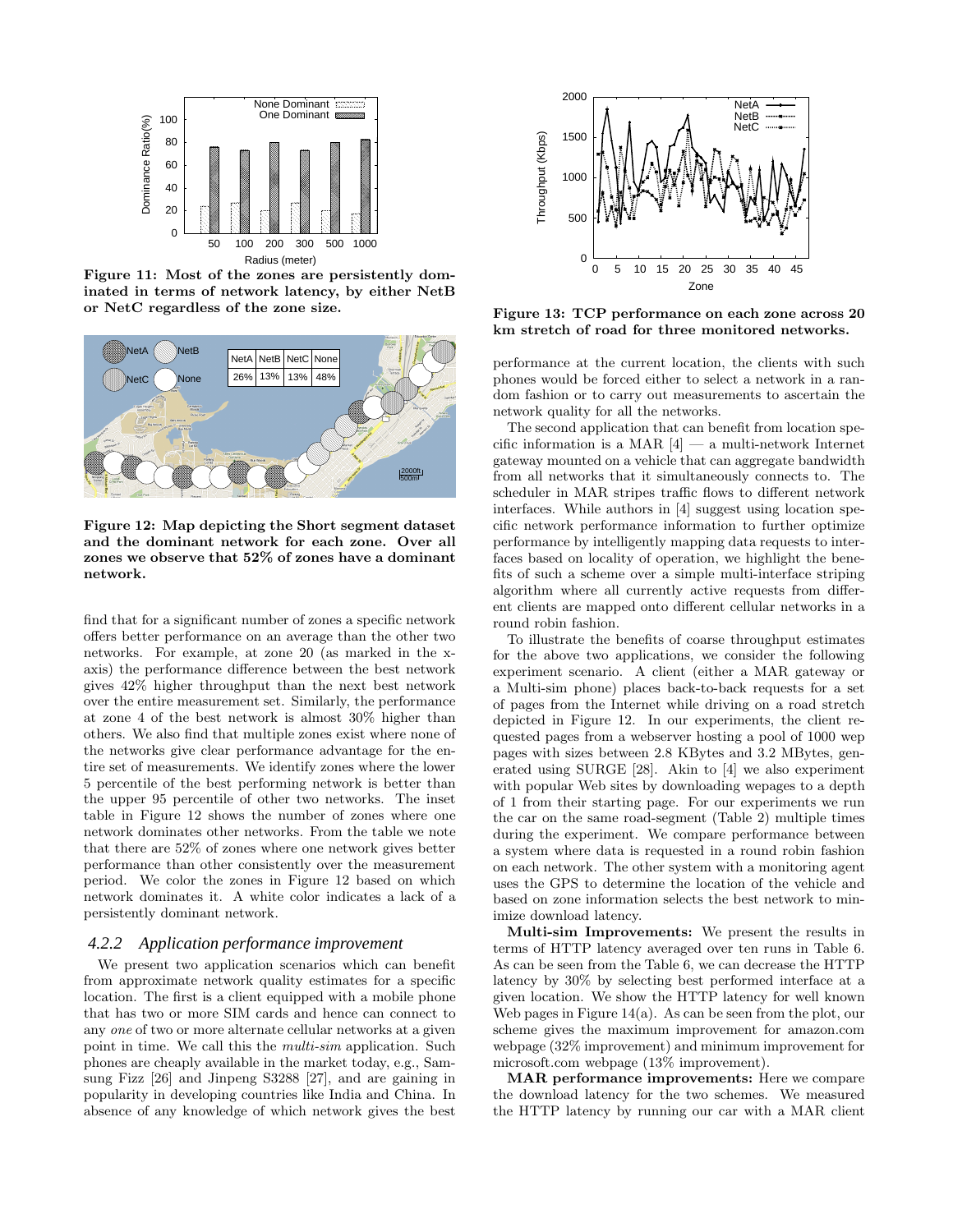Figure 11: Most of the zones are persistently dominated in terms of network latency, by either NetB or NetC regardless of the zone size.

| NetA | NetB | NetC | None |
|---|---|---|---|
| 26% | 13% | 13% | 48% |

Figure 12: Map depicting the Short segment dataset and the dominant network for each zone. Over all zones we observe that 52% of zones have a dominant network.

find that for a significant number of zones a specific network offers better performance on an average than the other two networks. For example, at zone 20 (as marked in the x-axis) the performance difference between the best network gives 42% higher throughput than the next best network over the entire measurement set. Similarly, the performance at zone 4 of the best network is almost 30% higher than others. We also find that multiple zones exist where none of the networks give clear performance advantage for the entire set of measurements. We identify zones where the lower 5 percentile of the best performing network is better than the upper 95 percentile of other two networks. The inset table in Figure 12 shows the number of zones where one network dominates other networks. From the table we note that there are 52% of zones where one network gives better performance than other consistently over the measurement period. We color the zones in Figure 12 based on which network dominates it. A white color indicates a lack of a persistently dominant network.

### 4.2.2 *Application performance improvement*

We present two application scenarios which can benefit from approximate network quality estimates for a specific location. The first is a client equipped with a mobile phone that has two or more SIM cards and hence can connect to any *one* of two or more alternate cellular networks at a given point in time. We call this the *multi-sim* application. Such phones are cheaply available in the market today, e.g., Samsung Fizz [26] and Jinpeng S3288 [27], and are gaining in popularity in developing countries like India and China. In absence of any knowledge of which network gives the best

Figure 13: TCP performance on each zone across 20 km stretch of road for three monitored networks.

performance at the current location, the clients with such phones would be forced either to select a network in a random fashion or to carry out measurements to ascertain the network quality for all the networks.

The second application that can benefit from location specific information is a MAR [4] — a multi-network Internet gateway mounted on a vehicle that can aggregate bandwidth from all networks that it simultaneously connects to. The scheduler in MAR stripes traffic flows to different network interfaces. While authors in [4] suggest using location specific network performance information to further optimize performance by intelligently mapping data requests to interfaces based on locality of operation, we highlight the benefits of such a scheme over a simple multi-interface striping algorithm where all currently active requests from different clients are mapped onto different cellular networks in a round robin fashion.

To illustrate the benefits of coarse throughput estimates for the above two applications, we consider the following experiment scenario. A client (either a MAR gateway or a Multi-sim phone) places back-to-back requests for a set of pages from the Internet while driving on a road stretch depicted in Figure 12. In our experiments, the client requested pages from a webserver hosting a pool of 1000 wep pages with sizes between 2.8 KBytes and 3.2 MBytes, generated using SURGE [28]. Akin to [4] we also experiment with popular Web sites by downloading wepages to a depth of 1 from their starting page. For our experiments we run the car on the same road-segment (Table 2) multiple times during the experiment. We compare performance between a system where data is requested in a round robin fashion on each network. The other system with a monitoring agent uses the GPS to determine the location of the vehicle and based on zone information selects the best network to minimize download latency.

**Multi-sim Improvements:** We present the results in terms of HTTP latency averaged over ten runs in Table 6. As can be seen from the Table 6, we can decrease the HTTP latency by 30% by selecting best performed interface at a given location. We show the HTTP latency for well known Web pages in Figure 14(a). As can be seen from the plot, our scheme gives the maximum improvement for amazon.com webpage (32% improvement) and minimum improvement for microsoft.com webpage (13% improvement).

**MAR performance improvements:** Here we compare the download latency for the two schemes. We measured the HTTP latency by running our car with a MAR client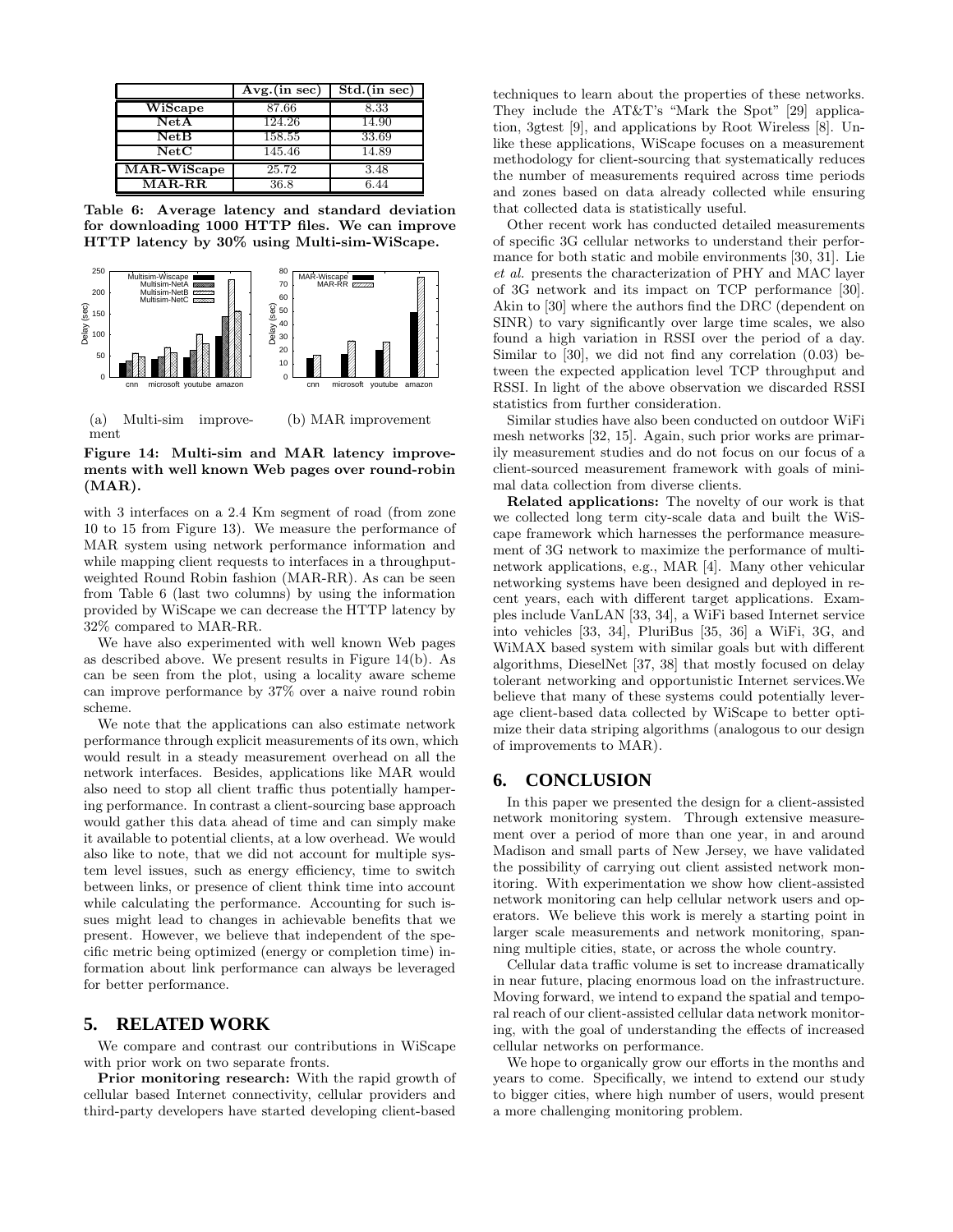| | Avg.(in sec) | Std.(in sec) |
|---|---|---|
| **WiScape** | 87.66 | 8.33 |
| **NetA** | 124.26 | 14.90 |
| **NetB** | 158.55 | 33.69 |
| **NetC** | 145.46 | 14.89 |
| **MAR-WiScape** | 25.72 | 3.48 |
| **MAR-RR** | 36.8 | 6.44 |

**Table 6: Average latency and standard deviation for downloading 1000 HTTP files. We can improve HTTP latency by 30% using Multi-sim-WiScape.**

(a) Multi-sim improvement

(b) MAR improvement

**Figure 14: Multi-sim and MAR latency improvements with well known Web pages over round-robin (MAR).**

with 3 interfaces on a 2.4 Km segment of road (from zone 10 to 15 from Figure 13). We measure the performance of MAR system using network performance information and while mapping client requests to interfaces in a throughput-weighted Round Robin fashion (MAR-RR). As can be seen from Table 6 (last two columns) by using the information provided by WiScape we can decrease the HTTP latency by 32% compared to MAR-RR.

We have also experimented with well known Web pages as described above. We present results in Figure 14(b). As can be seen from the plot, using a locality aware scheme can improve performance by 37% over a naive round robin scheme.

We note that the applications can also estimate network performance through explicit measurements of its own, which would result in a steady measurement overhead on all the network interfaces. Besides, applications like MAR would also need to stop all client traffic thus potentially hampering performance. In contrast a client-sourcing base approach would gather this data ahead of time and can simply make it available to potential clients, at a low overhead. We would also like to note, that we did not account for multiple system level issues, such as energy efficiency, time to switch between links, or presence of client think time into account while calculating the performance. Accounting for such issues might lead to changes in achievable benefits that we present. However, we believe that independent of the specific metric being optimized (energy or completion time) information about link performance can always be leveraged for better performance.

## 5. RELATED WORK

We compare and contrast our contributions in WiScape with prior work on two separate fronts.

**Prior monitoring research:** With the rapid growth of cellular based Internet connectivity, cellular providers and third-party developers have started developing client-based techniques to learn about the properties of these networks. They include the AT&T's "Mark the Spot" [29] application, 3gtest [9], and applications by Root Wireless [8]. Unlike these applications, WiScape focuses on a measurement methodology for client-sourcing that systematically reduces the number of measurements required across time periods and zones based on data already collected while ensuring that collected data is statistically useful.

Other recent work has conducted detailed measurements of specific 3G cellular networks to understand their performance for both static and mobile environments [30, 31]. Lie *et al.* presents the characterization of PHY and MAC layer of 3G network and its impact on TCP performance [30]. Akin to [30] where the authors find the DRC (dependent on SINR) to vary significantly over large time scales, we also found a high variation in RSSI over the period of a day. Similar to [30], we did not find any correlation (0.03) between the expected application level TCP throughput and RSSI. In light of the above observation we discarded RSSI statistics from further consideration.

Similar studies have also been conducted on outdoor WiFi mesh networks [32, 15]. Again, such prior works are primarily measurement studies and do not focus on our focus of a client-sourced measurement framework with goals of minimal data collection from diverse clients.

**Related applications:** The novelty of our work is that we collected long term city-scale data and built the WiScape framework which harnesses the performance measurement of 3G network to maximize the performance of multi-network applications, e.g., MAR [4]. Many other vehicular networking systems have been designed and deployed in recent years, each with different target applications. Examples include VanLAN [33, 34], a WiFi based Internet service into vehicles [33, 34], PluriBus [35, 36] a WiFi, 3G, and WiMAX based system with similar goals but with different algorithms, DieselNet [37, 38] that mostly focused on delay tolerant networking and opportunistic Internet services.We believe that many of these systems could potentially leverage client-based data collected by WiScape to better optimize their data striping algorithms (analogous to our design of improvements to MAR).

## 6. CONCLUSION

In this paper we presented the design for a client-assisted network monitoring system. Through extensive measurement over a period of more than one year, in and around Madison and small parts of New Jersey, we have validated the possibility of carrying out client assisted network monitoring. With experimentation we show how client-assisted network monitoring can help cellular network users and operators. We believe this work is merely a starting point in larger scale measurements and network monitoring, spanning multiple cities, state, or across the whole country.

Cellular data traffic volume is set to increase dramatically in near future, placing enormous load on the infrastructure. Moving forward, we intend to expand the spatial and temporal reach of our client-assisted cellular data network monitoring, with the goal of understanding the effects of increased cellular networks on performance.

We hope to organically grow our efforts in the months and years to come. Specifically, we intend to extend our study to bigger cities, where high number of users, would present a more challenging monitoring problem.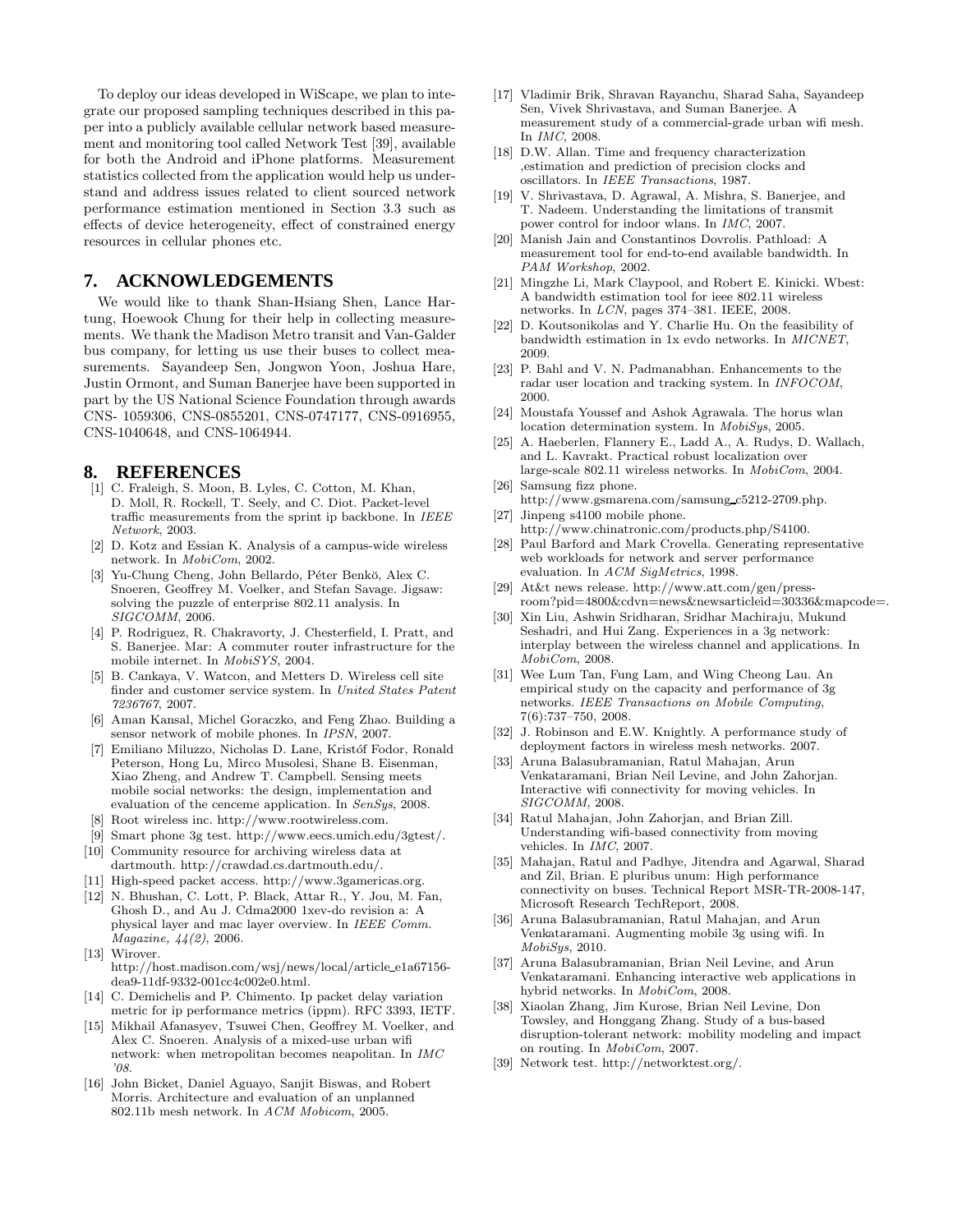To deploy our ideas developed in WiScape, we plan to integrate our proposed sampling techniques described in this paper into a publicly available cellular network based measurement and monitoring tool called Network Test [39], available for both the Android and iPhone platforms. Measurement statistics collected from the application would help us understand and address issues related to client sourced network performance estimation mentioned in Section 3.3 such as effects of device heterogeneity, effect of constrained energy resources in cellular phones etc.

## 7. ACKNOWLEDGEMENTS

We would like to thank Shan-Hsiang Shen, Lance Hartung, Hoewook Chung for their help in collecting measurements. We thank the Madison Metro transit and Van-Galder bus company, for letting us use their buses to collect measurements. Sayandeep Sen, Jongwon Yoon, Joshua Hare, Justin Ormont, and Suman Banerjee have been supported in part by the US National Science Foundation through awards CNS- 1059306, CNS-0855201, CNS-0747177, CNS-0916955, CNS-1040648, and CNS-1064944.

## 8. REFERENCES

[1] C. Fraleigh, S. Moon, B. Lyles, C. Cotton, M. Khan, D. Moll, R. Rockell, T. Seely, and C. Diot. Packet-level traffic measurements from the sprint ip backbone. In *IEEE Network*, 2003.

[2] D. Kotz and Essian K. Analysis of a campus-wide wireless network. In *MobiCom*, 2002.

[3] Yu-Chung Cheng, John Bellardo, Péter Benkö, Alex C. Snoeren, Geoffrey M. Voelker, and Stefan Savage. Jigsaw: solving the puzzle of enterprise 802.11 analysis. In *SIGCOMM*, 2006.

[4] P. Rodriguez, R. Chakravorty, J. Chesterfield, I. Pratt, and S. Banerjee. Mar: A commuter router infrastructure for the mobile internet. In *MobiSYS*, 2004.

[5] B. Cankaya, V. Watcon, and Metters D. Wireless cell site finder and customer service system. In *United States Patent 7236767*, 2007.

[6] Aman Kansal, Michel Goraczko, and Feng Zhao. Building a sensor network of mobile phones. In *IPSN*, 2007.

[7] Emiliano Miluzzo, Nicholas D. Lane, Kristóf Fodor, Ronald Peterson, Hong Lu, Mirco Musolesi, Shane B. Eisenman, Xiao Zheng, and Andrew T. Campbell. Sensing meets mobile social networks: the design, implementation and evaluation of the cenceme application. In *SenSys*, 2008.

[8] Root wireless inc. http://www.rootwireless.com.

[9] Smart phone 3g test. http://www.eecs.umich.edu/3gtest/.

[10] Community resource for archiving wireless data at dartmouth. http://crawdad.cs.dartmouth.edu/.

[11] High-speed packet access. http://www.3gamericas.org.

[12] N. Bhushan, C. Lott, P. Black, Attar R., Y. Jou, M. Fan, Ghosh D., and Au J. Cdma2000 1xev-do revision a: A physical layer and mac layer overview. In *IEEE Comm. Magazine, 44(2)*, 2006.

[13] Wirover. http://host.madison.com/wsj/news/local/article_e1a67156-dea9-11df-9332-001cc4c002e0.html.

[14] C. Demichelis and P. Chimento. Ip packet delay variation metric for ip performance metrics (ippm). RFC 3393, IETF.

[15] Mikhail Afanasyev, Tsuwei Chen, Geoffrey M. Voelker, and Alex C. Snoeren. Analysis of a mixed-use urban wifi network: when metropolitan becomes neapolitan. In *IMC '08*.

[16] John Bicket, Daniel Aguayo, Sanjit Biswas, and Robert Morris. Architecture and evaluation of an unplanned 802.11b mesh network. In *ACM Mobicom*, 2005.

[17] Vladimir Brik, Shravan Rayanchu, Sharad Saha, Sayandeep Sen, Vivek Shrivastava, and Suman Banerjee. A measurement study of a commercial-grade urban wifi mesh. In *IMC*, 2008.

[18] D.W. Allan. Time and frequency characterization ,estimation and prediction of precision clocks and oscillators. In *IEEE Transactions*, 1987.

[19] V. Shrivastava, D. Agrawal, A. Mishra, S. Banerjee, and T. Nadeem. Understanding the limitations of transmit power control for indoor wlans. In *IMC*, 2007.

[20] Manish Jain and Constantinos Dovrolis. Pathload: A measurement tool for end-to-end available bandwidth. In *PAM Workshop*, 2002.

[21] Mingzhe Li, Mark Claypool, and Robert E. Kinicki. Wbest: A bandwidth estimation tool for ieee 802.11 wireless networks. In *LCN*, pages 374–381. IEEE, 2008.

[22] D. Koutsonikolas and Y. Charlie Hu. On the feasibility of bandwidth estimation in 1x evdo networks. In *MICNET*, 2009.

[23] P. Bahl and V. N. Padmanabhan. Enhancements to the radar user location and tracking system. In *INFOCOM*, 2000.

[24] Moustafa Youssef and Ashok Agrawala. The horus wlan location determination system. In *MobiSys*, 2005.

[25] A. Haeberlen, Flannery E., Ladd A., A. Rudys, D. Wallach, and L. Kavrakt. Practical robust localization over large-scale 802.11 wireless networks. In *MobiCom*, 2004.

[26] Samsung fizz phone. http://www.gsmarena.com/samsung_c5212-2709.php.

[27] Jinpeng s4100 mobile phone. http://www.chinatronic.com/products.php/S4100.

[28] Paul Barford and Mark Crovella. Generating representative web workloads for network and server performance evaluation. In *ACM SigMetrics*, 1998.

[29] At&t news release. http://www.att.com/gen/press-room?pid=4800&cdvn=news&newsarticleid=30336&mapcode=.

[30] Xin Liu, Ashwin Sridharan, Sridhar Machiraju, Mukund Seshadri, and Hui Zang. Experiences in a 3g network: interplay between the wireless channel and applications. In *MobiCom*, 2008.

[31] Wee Lum Tan, Fung Lam, and Wing Cheong Lau. An empirical study on the capacity and performance of 3g networks. *IEEE Transactions on Mobile Computing*, 7(6):737–750, 2008.

[32] J. Robinson and E.W. Knightly. A performance study of deployment factors in wireless mesh networks. 2007.

[33] Aruna Balasubramanian, Ratul Mahajan, Arun Venkataramani, Brian Neil Levine, and John Zahorjan. Interactive wifi connectivity for moving vehicles. In *SIGCOMM*, 2008.

[34] Ratul Mahajan, John Zahorjan, and Brian Zill. Understanding wifi-based connectivity from moving vehicles. In *IMC*, 2007.

[35] Mahajan, Ratul and Padhye, Jitendra and Agarwal, Sharad and Zil, Brian. E pluribus unum: High performance connectivity on buses. Technical Report MSR-TR-2008-147, Microsoft Research TechReport, 2008.

[36] Aruna Balasubramanian, Ratul Mahajan, and Arun Venkataramani. Augmenting mobile 3g using wifi. In *MobiSys*, 2010.

[37] Aruna Balasubramanian, Brian Neil Levine, and Arun Venkataramani. Enhancing interactive web applications in hybrid networks. In *MobiCom*, 2008.

[38] Xiaolan Zhang, Jim Kurose, Brian Neil Levine, Don Towsley, and Honggang Zhang. Study of a bus-based disruption-tolerant network: mobility modeling and impact on routing. In *MobiCom*, 2007.

[39] Network test. http://networktest.org/.